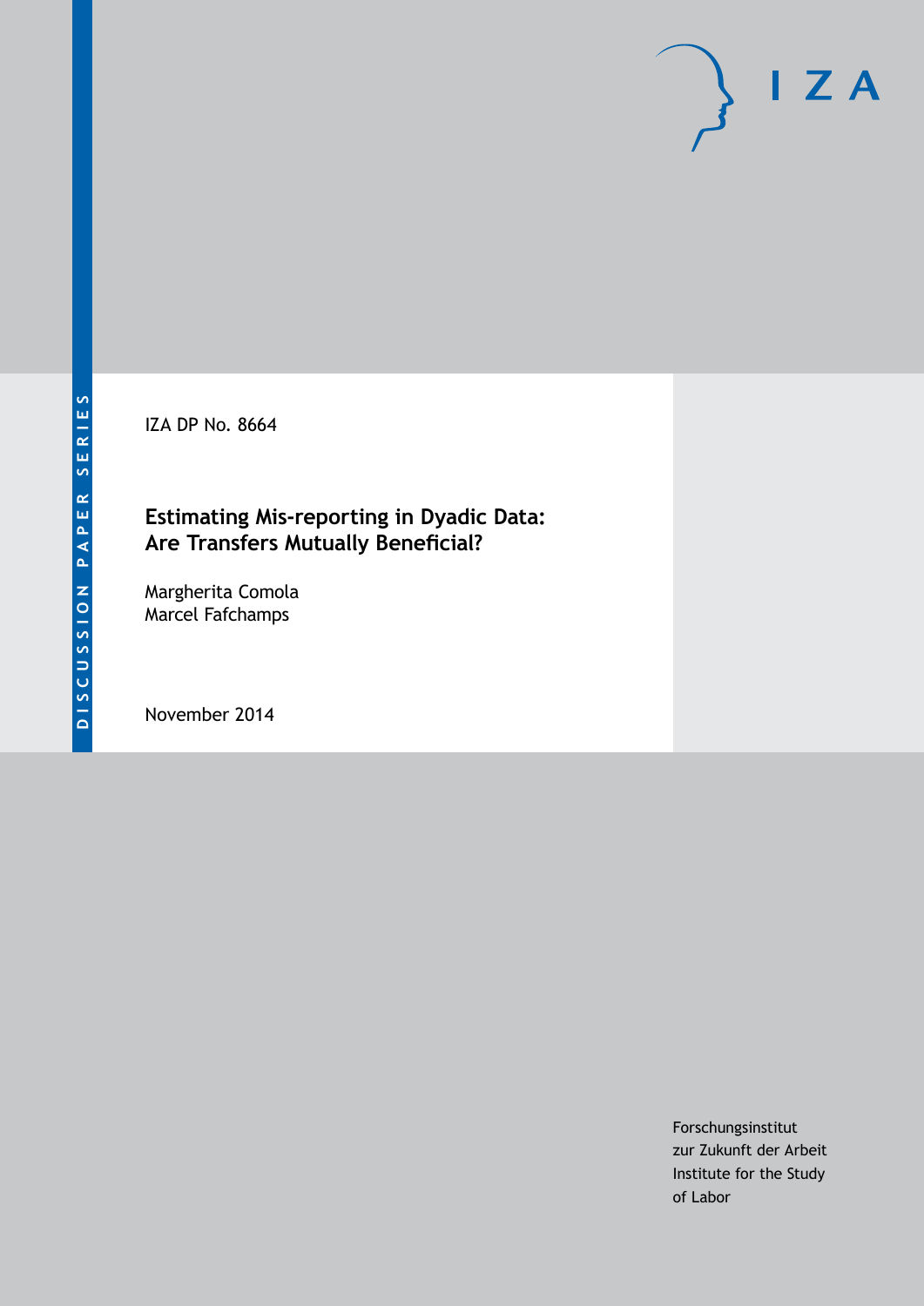IZA DP No. 8664

# Estimating Mis-reporting in Dyadic Data: Are Transfers Mutually Beneficial?

Margherita Comola
Marcel Fafchamps

November 2014

Forschungsinstitut
zur Zukunft der Arbeit
Institute for the Study
of Labor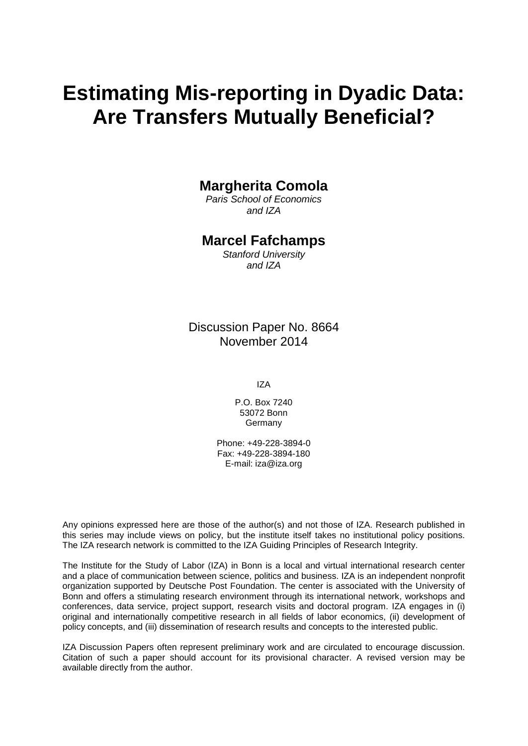# Estimating Mis-reporting in Dyadic Data: Are Transfers Mutually Beneficial?

**Margherita Comola**

*Paris School of Economics and IZA*

**Marcel Fafchamps**

*Stanford University and IZA*

Discussion Paper No. 8664
November 2014

IZA

P.O. Box 7240
53072 Bonn
Germany

Phone: +49-228-3894-0
Fax: +49-228-3894-180
E-mail: iza@iza.org

Any opinions expressed here are those of the author(s) and not those of IZA. Research published in this series may include views on policy, but the institute itself takes no institutional policy positions. The IZA research network is committed to the IZA Guiding Principles of Research Integrity.

The Institute for the Study of Labor (IZA) in Bonn is a local and virtual international research center and a place of communication between science, politics and business. IZA is an independent nonprofit organization supported by Deutsche Post Foundation. The center is associated with the University of Bonn and offers a stimulating research environment through its international network, workshops and conferences, data service, project support, research visits and doctoral program. IZA engages in (i) original and internationally competitive research in all fields of labor economics, (ii) development of policy concepts, and (iii) dissemination of research results and concepts to the interested public.

IZA Discussion Papers often represent preliminary work and are circulated to encourage discussion. Citation of such a paper should account for its provisional character. A revised version may be available directly from the author.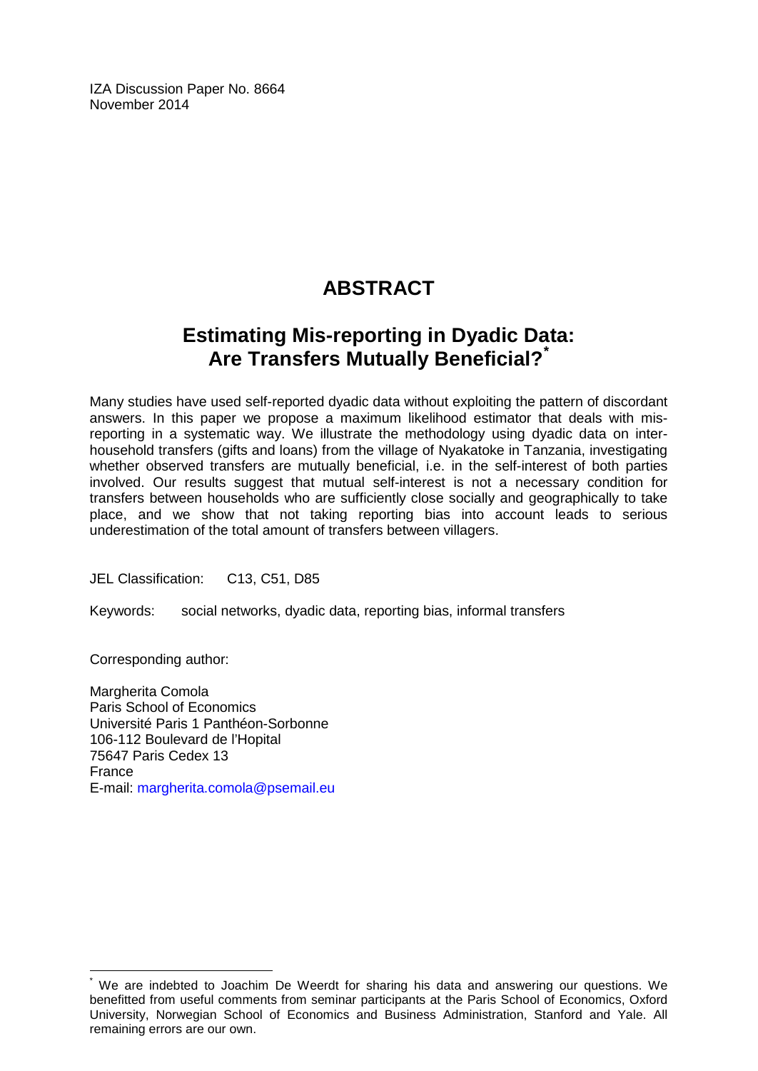IZA Discussion Paper No. 8664
November 2014

# ABSTRACT

## Estimating Mis-reporting in Dyadic Data: Are Transfers Mutually Beneficial?[*]

Many studies have used self-reported dyadic data without exploiting the pattern of discordant answers. In this paper we propose a maximum likelihood estimator that deals with mis-reporting in a systematic way. We illustrate the methodology using dyadic data on inter-household transfers (gifts and loans) from the village of Nyakatoke in Tanzania, investigating whether observed transfers are mutually beneficial, i.e. in the self-interest of both parties involved. Our results suggest that mutual self-interest is not a necessary condition for transfers between households who are sufficiently close socially and geographically to take place, and we show that not taking reporting bias into account leads to serious underestimation of the total amount of transfers between villagers.

JEL Classification: C13, C51, D85

Keywords: social networks, dyadic data, reporting bias, informal transfers

Corresponding author:

Margherita Comola
Paris School of Economics
Université Paris 1 Panthéon-Sorbonne
106-112 Boulevard de l'Hopital
75647 Paris Cedex 13
France
E-mail: margherita.comola@psemail.eu

[*] We are indebted to Joachim De Weerdt for sharing his data and answering our questions. We benefitted from useful comments from seminar participants at the Paris School of Economics, Oxford University, Norwegian School of Economics and Business Administration, Stanford and Yale. All remaining errors are our own.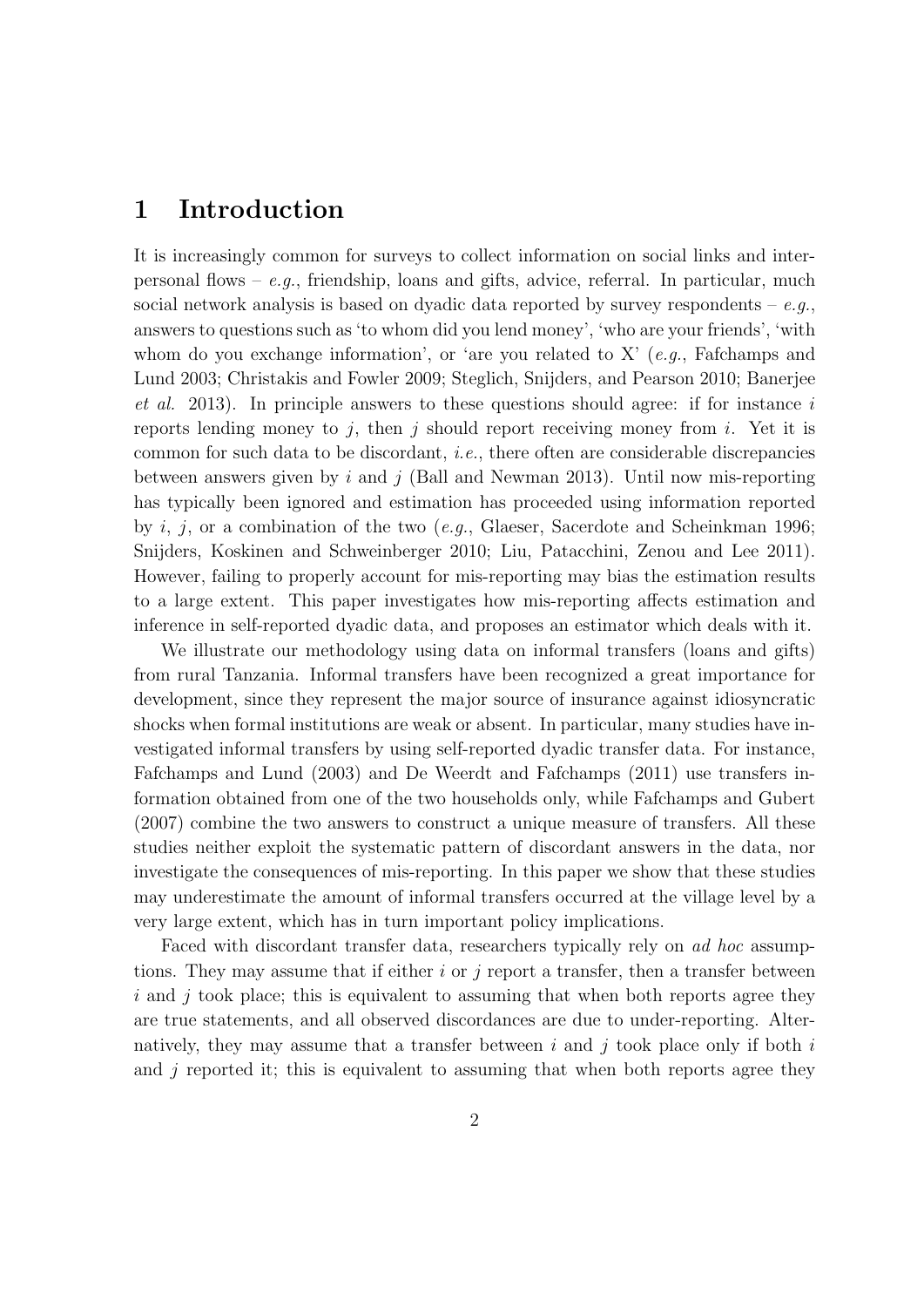# 1 Introduction

It is increasingly common for surveys to collect information on social links and interpersonal flows – *e.g.*, friendship, loans and gifts, advice, referral. In particular, much social network analysis is based on dyadic data reported by survey respondents – *e.g.*, answers to questions such as 'to whom did you lend money', 'who are your friends', 'with whom do you exchange information', or 'are you related to X' (*e.g.*, Fafchamps and Lund 2003; Christakis and Fowler 2009; Steglich, Snijders, and Pearson 2010; Banerjee *et al.* 2013). In principle answers to these questions should agree: if for instance $i$ reports lending money to $j$, then $j$ should report receiving money from $i$. Yet it is common for such data to be discordant, *i.e.*, there often are considerable discrepancies between answers given by $i$ and $j$ (Ball and Newman 2013). Until now mis-reporting has typically been ignored and estimation has proceeded using information reported by $i$, $j$, or a combination of the two (*e.g.*, Glaeser, Sacerdote and Scheinkman 1996; Snijders, Koskinen and Schweinberger 2010; Liu, Patacchini, Zenou and Lee 2011). However, failing to properly account for mis-reporting may bias the estimation results to a large extent. This paper investigates how mis-reporting affects estimation and inference in self-reported dyadic data, and proposes an estimator which deals with it.

We illustrate our methodology using data on informal transfers (loans and gifts) from rural Tanzania. Informal transfers have been recognized a great importance for development, since they represent the major source of insurance against idiosyncratic shocks when formal institutions are weak or absent. In particular, many studies have investigated informal transfers by using self-reported dyadic transfer data. For instance, Fafchamps and Lund (2003) and De Weerdt and Fafchamps (2011) use transfers information obtained from one of the two households only, while Fafchamps and Gubert (2007) combine the two answers to construct a unique measure of transfers. All these studies neither exploit the systematic pattern of discordant answers in the data, nor investigate the consequences of mis-reporting. In this paper we show that these studies may underestimate the amount of informal transfers occurred at the village level by a very large extent, which has in turn important policy implications.

Faced with discordant transfer data, researchers typically rely on *ad hoc* assumptions. They may assume that if either $i$ or $j$ report a transfer, then a transfer between $i$ and $j$ took place; this is equivalent to assuming that when both reports agree they are true statements, and all observed discordances are due to under-reporting. Alternatively, they may assume that a transfer between $i$ and $j$ took place only if both $i$ and $j$ reported it; this is equivalent to assuming that when both reports agree they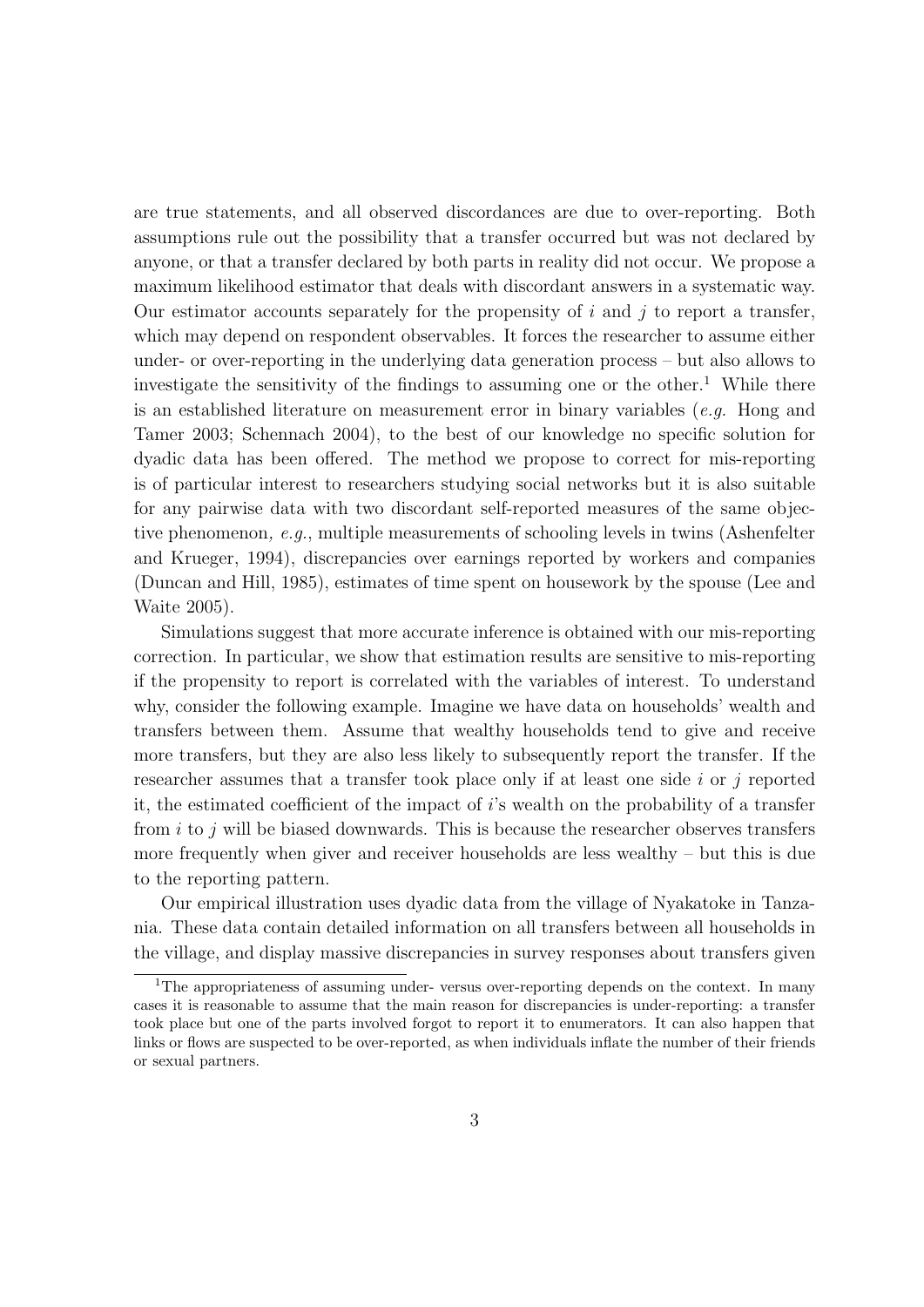are true statements, and all observed discordances are due to over-reporting. Both assumptions rule out the possibility that a transfer occurred but was not declared by anyone, or that a transfer declared by both parts in reality did not occur. We propose a maximum likelihood estimator that deals with discordant answers in a systematic way. Our estimator accounts separately for the propensity of $i$ and $j$ to report a transfer, which may depend on respondent observables. It forces the researcher to assume either under- or over-reporting in the underlying data generation process – but also allows to investigate the sensitivity of the findings to assuming one or the other.[1] While there is an established literature on measurement error in binary variables (*e.g.* Hong and Tamer 2003; Schennach 2004), to the best of our knowledge no specific solution for dyadic data has been offered. The method we propose to correct for mis-reporting is of particular interest to researchers studying social networks but it is also suitable for any pairwise data with two discordant self-reported measures of the same objective phenomenon*, e.g.*, multiple measurements of schooling levels in twins (Ashenfelter and Krueger, 1994), discrepancies over earnings reported by workers and companies (Duncan and Hill, 1985), estimates of time spent on housework by the spouse (Lee and Waite 2005).

Simulations suggest that more accurate inference is obtained with our mis-reporting correction. In particular, we show that estimation results are sensitive to mis-reporting if the propensity to report is correlated with the variables of interest. To understand why, consider the following example. Imagine we have data on households' wealth and transfers between them. Assume that wealthy households tend to give and receive more transfers, but they are also less likely to subsequently report the transfer. If the researcher assumes that a transfer took place only if at least one side $i$ or $j$ reported it, the estimated coefficient of the impact of $i$'s wealth on the probability of a transfer from $i$ to $j$ will be biased downwards. This is because the researcher observes transfers more frequently when giver and receiver households are less wealthy – but this is due to the reporting pattern.

Our empirical illustration uses dyadic data from the village of Nyakatoke in Tanzania. These data contain detailed information on all transfers between all households in the village, and display massive discrepancies in survey responses about transfers given

---

[1] The appropriateness of assuming under- versus over-reporting depends on the context. In many cases it is reasonable to assume that the main reason for discrepancies is under-reporting: a transfer took place but one of the parts involved forgot to report it to enumerators. It can also happen that links or flows are suspected to be over-reported, as when individuals inflate the number of their friends or sexual partners.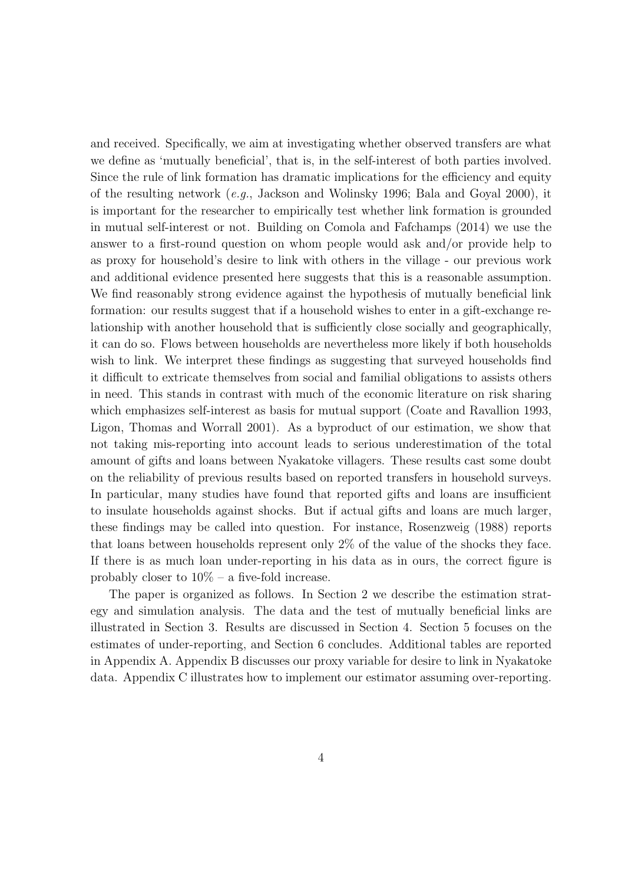and received. Specifically, we aim at investigating whether observed transfers are what we define as 'mutually beneficial', that is, in the self-interest of both parties involved. Since the rule of link formation has dramatic implications for the efficiency and equity of the resulting network (*e.g.*, Jackson and Wolinsky 1996; Bala and Goyal 2000), it is important for the researcher to empirically test whether link formation is grounded in mutual self-interest or not. Building on Comola and Fafchamps (2014) we use the answer to a first-round question on whom people would ask and/or provide help to as proxy for household's desire to link with others in the village - our previous work and additional evidence presented here suggests that this is a reasonable assumption. We find reasonably strong evidence against the hypothesis of mutually beneficial link formation: our results suggest that if a household wishes to enter in a gift-exchange relationship with another household that is sufficiently close socially and geographically, it can do so. Flows between households are nevertheless more likely if both households wish to link. We interpret these findings as suggesting that surveyed households find it difficult to extricate themselves from social and familial obligations to assists others in need. This stands in contrast with much of the economic literature on risk sharing which emphasizes self-interest as basis for mutual support (Coate and Ravallion 1993, Ligon, Thomas and Worrall 2001). As a byproduct of our estimation, we show that not taking mis-reporting into account leads to serious underestimation of the total amount of gifts and loans between Nyakatoke villagers. These results cast some doubt on the reliability of previous results based on reported transfers in household surveys. In particular, many studies have found that reported gifts and loans are insufficient to insulate households against shocks. But if actual gifts and loans are much larger, these findings may be called into question. For instance, Rosenzweig (1988) reports that loans between households represent only 2% of the value of the shocks they face. If there is as much loan under-reporting in his data as in ours, the correct figure is probably closer to 10% – a five-fold increase.

The paper is organized as follows. In Section 2 we describe the estimation strategy and simulation analysis. The data and the test of mutually beneficial links are illustrated in Section 3. Results are discussed in Section 4. Section 5 focuses on the estimates of under-reporting, and Section 6 concludes. Additional tables are reported in Appendix A. Appendix B discusses our proxy variable for desire to link in Nyakatoke data. Appendix C illustrates how to implement our estimator assuming over-reporting.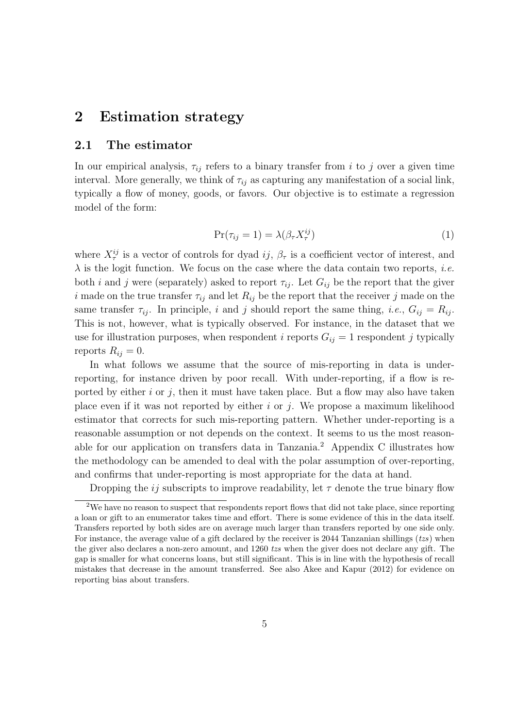# 2 Estimation strategy

## 2.1 The estimator

In our empirical analysis, $\tau_{ij}$ refers to a binary transfer from $i$ to $j$ over a given time interval. More generally, we think of $\tau_{ij}$ as capturing any manifestation of a social link, typically a flow of money, goods, or favors. Our objective is to estimate a regression model of the form:

$$\Pr(\tau_{ij} = 1) = \lambda(\beta_\tau X_\tau^{ij}) \tag{1}$$

where $X_\tau^{ij}$ is a vector of controls for dyad $ij$, $\beta_\tau$ is a coefficient vector of interest, and $\lambda$ is the logit function. We focus on the case where the data contain two reports, *i.e.* both $i$ and $j$ were (separately) asked to report $\tau_{ij}$. Let $G_{ij}$ be the report that the giver $i$ made on the true transfer $\tau_{ij}$ and let $R_{ij}$ be the report that the receiver $j$ made on the same transfer $\tau_{ij}$. In principle, $i$ and $j$ should report the same thing, *i.e.*, $G_{ij} = R_{ij}$. This is not, however, what is typically observed. For instance, in the dataset that we use for illustration purposes, when respondent $i$ reports $G_{ij} = 1$ respondent $j$ typically reports $R_{ij} = 0$.

In what follows we assume that the source of mis-reporting in data is under-reporting, for instance driven by poor recall. With under-reporting, if a flow is reported by either $i$ or $j$, then it must have taken place. But a flow may also have taken place even if it was not reported by either $i$ or $j$. We propose a maximum likelihood estimator that corrects for such mis-reporting pattern. Whether under-reporting is a reasonable assumption or not depends on the context. It seems to us the most reasonable for our application on transfers data in Tanzania.[2] Appendix C illustrates how the methodology can be amended to deal with the polar assumption of over-reporting, and confirms that under-reporting is most appropriate for the data at hand.

Dropping the $ij$ subscripts to improve readability, let $\tau$ denote the true binary flow

[2] We have no reason to suspect that respondents report flows that did not take place, since reporting a loan or gift to an enumerator takes time and effort. There is some evidence of this in the data itself. Transfers reported by both sides are on average much larger than transfers reported by one side only. For instance, the average value of a gift declared by the receiver is 2044 Tanzanian shillings (*tzs*) when the giver also declares a non-zero amount, and 1260 *tzs* when the giver does not declare any gift. The gap is smaller for what concerns loans, but still significant. This is in line with the hypothesis of recall mistakes that decrease in the amount transferred. See also Akee and Kapur (2012) for evidence on reporting bias about transfers.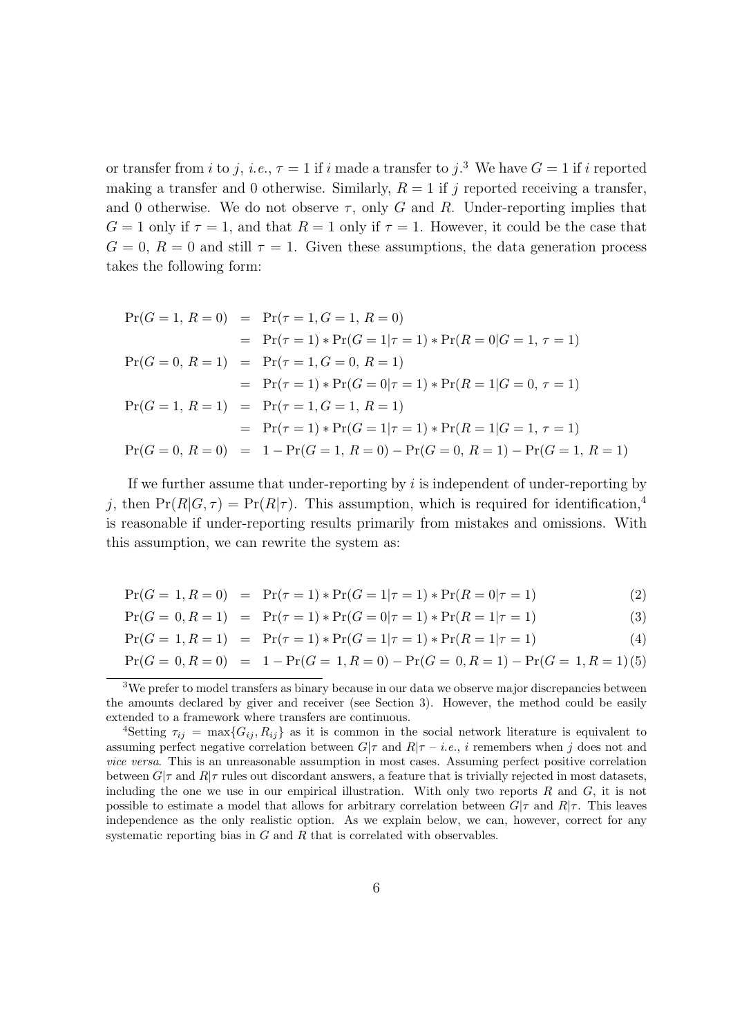or transfer from $i$ to $j$, *i.e.*, $\tau = 1$ if $i$ made a transfer to $j$.[3] We have $G = 1$ if $i$ reported making a transfer and 0 otherwise. Similarly, $R = 1$ if $j$ reported receiving a transfer, and 0 otherwise. We do not observe $\tau$, only $G$ and $R$. Under-reporting implies that $G = 1$ only if $\tau = 1$, and that $R = 1$ only if $\tau = 1$. However, it could be the case that $G = 0$, $R = 0$ and still $\tau = 1$. Given these assumptions, the data generation process takes the following form:

$$
\begin{aligned}
\Pr(G=1,\, R=0) &= \Pr(\tau=1, G=1,\, R=0) \\
&= \Pr(\tau=1) * \Pr(G=1|\tau=1) * \Pr(R=0|G=1,\, \tau=1) \\
\Pr(G=0,\, R=1) &= \Pr(\tau=1, G=0,\, R=1) \\
&= \Pr(\tau=1) * \Pr(G=0|\tau=1) * \Pr(R=1|G=0,\, \tau=1) \\
\Pr(G=1,\, R=1) &= \Pr(\tau=1, G=1,\, R=1) \\
&= \Pr(\tau=1) * \Pr(G=1|\tau=1) * \Pr(R=1|G=1,\, \tau=1) \\
\Pr(G=0,\, R=0) &= 1 - \Pr(G=1,\, R=0) - \Pr(G=0,\, R=1) - \Pr(G=1,\, R=1)
\end{aligned}
$$

If we further assume that under-reporting by $i$ is independent of under-reporting by $j$, then $\Pr(R|G, \tau) = \Pr(R|\tau)$. This assumption, which is required for identification,[4] is reasonable if under-reporting results primarily from mistakes and omissions. With this assumption, we can rewrite the system as:

$$\Pr(G=1, R=0) = \Pr(\tau=1) * \Pr(G=1|\tau=1) * \Pr(R=0|\tau=1) \tag{2}$$

$$\Pr(G=0, R=1) = \Pr(\tau=1) * \Pr(G=0|\tau=1) * \Pr(R=1|\tau=1) \tag{3}$$

$$\Pr(G=1, R=1) = \Pr(\tau=1) * \Pr(G=1|\tau=1) * \Pr(R=1|\tau=1) \tag{4}$$

$$\Pr(G=0, R=0) = 1 - \Pr(G=1, R=0) - \Pr(G=0, R=1) - \Pr(G=1, R=1) \tag{5}$$

[3] We prefer to model transfers as binary because in our data we observe major discrepancies between the amounts declared by giver and receiver (see Section 3). However, the method could be easily extended to a framework where transfers are continuous.

[4] Setting $\tau_{ij} = \max\{G_{ij}, R_{ij}\}$ as it is common in the social network literature is equivalent to assuming perfect negative correlation between $G|\tau$ and $R|\tau$ – *i.e.*, $i$ remembers when $j$ does not and *vice versa*. This is an unreasonable assumption in most cases. Assuming perfect positive correlation between $G|\tau$ and $R|\tau$ rules out discordant answers, a feature that is trivially rejected in most datasets, including the one we use in our empirical illustration. With only two reports $R$ and $G$, it is not possible to estimate a model that allows for arbitrary correlation between $G|\tau$ and $R|\tau$. This leaves independence as the only realistic option. As we explain below, we can, however, correct for any systematic reporting bias in $G$ and $R$ that is correlated with observables.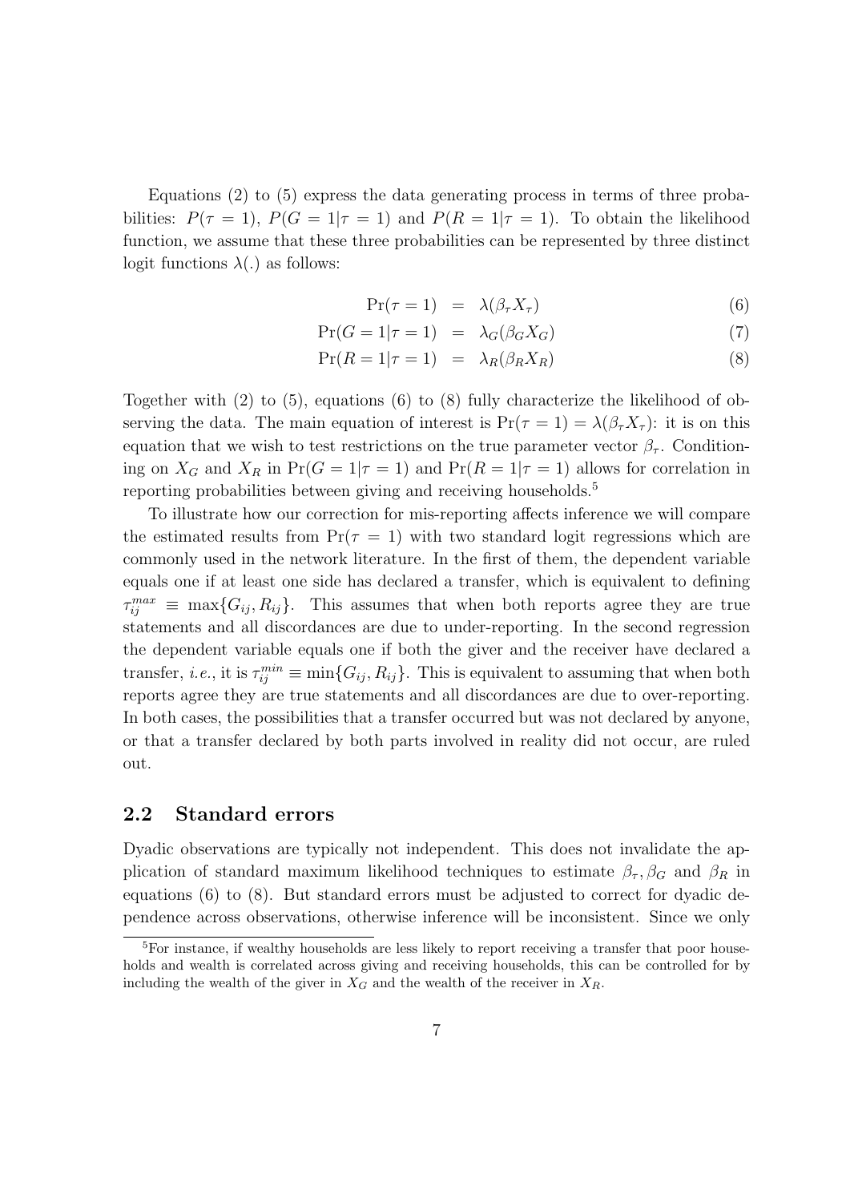Equations (2) to (5) express the data generating process in terms of three probabilities: $P(\tau = 1)$, $P(G = 1|\tau = 1)$ and $P(R = 1|\tau = 1)$. To obtain the likelihood function, we assume that these three probabilities can be represented by three distinct logit functions $\lambda(.)$ as follows:

$$\Pr(\tau = 1) = \lambda(\beta_\tau X_\tau) \tag{6}$$

$$\Pr(G = 1|\tau = 1) = \lambda_G(\beta_G X_G) \tag{7}$$

$$\Pr(R = 1|\tau = 1) = \lambda_R(\beta_R X_R) \tag{8}$$

Together with (2) to (5), equations (6) to (8) fully characterize the likelihood of observing the data. The main equation of interest is $\Pr(\tau = 1) = \lambda(\beta_\tau X_\tau)$: it is on this equation that we wish to test restrictions on the true parameter vector $\beta_\tau$. Conditioning on $X_G$ and $X_R$ in $\Pr(G = 1|\tau = 1)$ and $\Pr(R = 1|\tau = 1)$ allows for correlation in reporting probabilities between giving and receiving households.[5]

To illustrate how our correction for mis-reporting affects inference we will compare the estimated results from $\Pr(\tau = 1)$ with two standard logit regressions which are commonly used in the network literature. In the first of them, the dependent variable equals one if at least one side has declared a transfer, which is equivalent to defining $\tau_{ij}^{max} \equiv \max\{G_{ij}, R_{ij}\}$. This assumes that when both reports agree they are true statements and all discordances are due to under-reporting. In the second regression the dependent variable equals one if both the giver and the receiver have declared a transfer, *i.e.*, it is $\tau_{ij}^{min} \equiv \min\{G_{ij}, R_{ij}\}$. This is equivalent to assuming that when both reports agree they are true statements and all discordances are due to over-reporting. In both cases, the possibilities that a transfer occurred but was not declared by anyone, or that a transfer declared by both parts involved in reality did not occur, are ruled out.

## 2.2 Standard errors

Dyadic observations are typically not independent. This does not invalidate the application of standard maximum likelihood techniques to estimate $\beta_\tau, \beta_G$ and $\beta_R$ in equations (6) to (8). But standard errors must be adjusted to correct for dyadic dependence across observations, otherwise inference will be inconsistent. Since we only

[5]For instance, if wealthy households are less likely to report receiving a transfer that poor households and wealth is correlated across giving and receiving households, this can be controlled for by including the wealth of the giver in $X_G$ and the wealth of the receiver in $X_R$.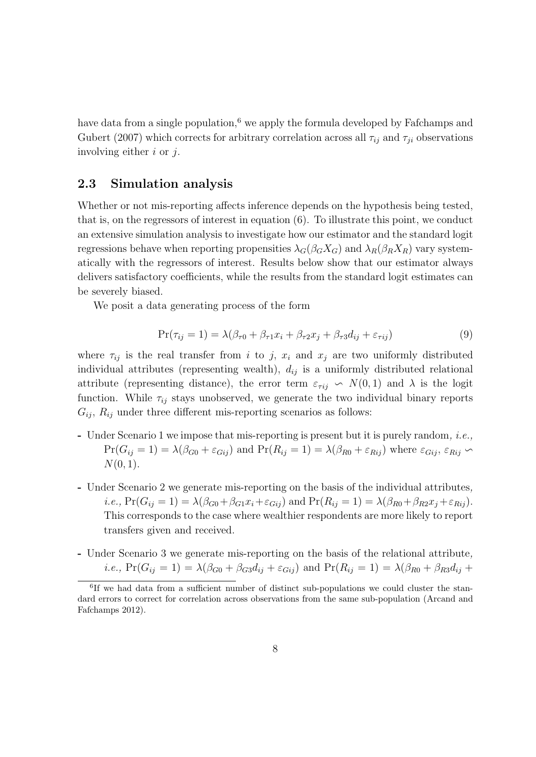have data from a single population,[6] we apply the formula developed by Fafchamps and Gubert (2007) which corrects for arbitrary correlation across all $\tau_{ij}$ and $\tau_{ji}$ observations involving either $i$ or $j$.

### 2.3 Simulation analysis

Whether or not mis-reporting affects inference depends on the hypothesis being tested, that is, on the regressors of interest in equation (6). To illustrate this point, we conduct an extensive simulation analysis to investigate how our estimator and the standard logit regressions behave when reporting propensities $\lambda_G(\beta_G X_G)$ and $\lambda_R(\beta_R X_R)$ vary systematically with the regressors of interest. Results below show that our estimator always delivers satisfactory coefficients, while the results from the standard logit estimates can be severely biased.

We posit a data generating process of the form

$$\Pr(\tau_{ij} = 1) = \lambda(\beta_{\tau 0} + \beta_{\tau 1} x_i + \beta_{\tau 2} x_j + \beta_{\tau 3} d_{ij} + \varepsilon_{\tau ij}) \tag{9}$$

where $\tau_{ij}$ is the real transfer from $i$ to $j$, $x_i$ and $x_j$ are two uniformly distributed individual attributes (representing wealth), $d_{ij}$ is a uniformly distributed relational attribute (representing distance), the error term $\varepsilon_{\tau ij} \backsim N(0, 1)$ and $\lambda$ is the logit function. While $\tau_{ij}$ stays unobserved, we generate the two individual binary reports $G_{ij}$, $R_{ij}$ under three different mis-reporting scenarios as follows:

- Under Scenario 1 we impose that mis-reporting is present but it is purely random, *i.e.,* $\Pr(G_{ij} = 1) = \lambda(\beta_{G0} + \varepsilon_{Gij})$ and $\Pr(R_{ij} = 1) = \lambda(\beta_{R0} + \varepsilon_{Rij})$ where $\varepsilon_{Gij}$, $\varepsilon_{Rij} \backsim N(0, 1)$.
- Under Scenario 2 we generate mis-reporting on the basis of the individual attributes, *i.e.,* $\Pr(G_{ij} = 1) = \lambda(\beta_{G0} + \beta_{G1} x_i + \varepsilon_{Gij})$ and $\Pr(R_{ij} = 1) = \lambda(\beta_{R0} + \beta_{R2} x_j + \varepsilon_{Rij})$. This corresponds to the case where wealthier respondents are more likely to report transfers given and received.
- Under Scenario 3 we generate mis-reporting on the basis of the relational attribute, *i.e.,* $\Pr(G_{ij} = 1) = \lambda(\beta_{G0} + \beta_{G3} d_{ij} + \varepsilon_{Gij})$ and $\Pr(R_{ij} = 1) = \lambda(\beta_{R0} + \beta_{R3} d_{ij} +$

[6] If we had data from a sufficient number of distinct sub-populations we could cluster the standard errors to correct for correlation across observations from the same sub-population (Arcand and Fafchamps 2012).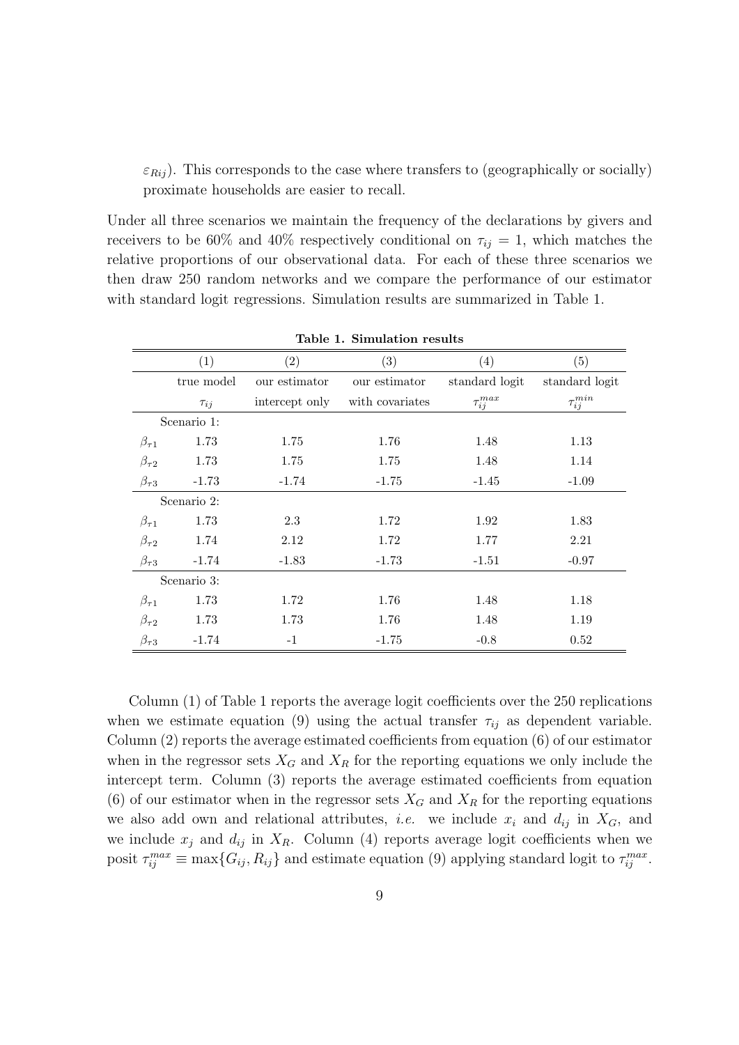$\varepsilon_{Rij}$). This corresponds to the case where transfers to (geographically or socially) proximate households are easier to recall.

Under all three scenarios we maintain the frequency of the declarations by givers and receivers to be 60% and 40% respectively conditional on $\tau_{ij} = 1$, which matches the relative proportions of our observational data. For each of these three scenarios we then draw 250 random networks and we compare the performance of our estimator with standard logit regressions. Simulation results are summarized in Table 1.

**Table 1. Simulation results**

| | (1) | (2) | (3) | (4) | (5) |
|---|---|---|---|---|---|
| | true model | our estimator | our estimator | standard logit | standard logit |
| | $\tau_{ij}$ | intercept only | with covariates | $\tau_{ij}^{max}$ | $\tau_{ij}^{min}$ |
| Scenario 1: | | | | | |
| $\beta_{\tau 1}$ | 1.73 | 1.75 | 1.76 | 1.48 | 1.13 |
| $\beta_{\tau 2}$ | 1.73 | 1.75 | 1.75 | 1.48 | 1.14 |
| $\beta_{\tau 3}$ | -1.73 | -1.74 | -1.75 | -1.45 | -1.09 |
| Scenario 2: | | | | | |
| $\beta_{\tau 1}$ | 1.73 | 2.3 | 1.72 | 1.92 | 1.83 |
| $\beta_{\tau 2}$ | 1.74 | 2.12 | 1.72 | 1.77 | 2.21 |
| $\beta_{\tau 3}$ | -1.74 | -1.83 | -1.73 | -1.51 | -0.97 |
| Scenario 3: | | | | | |
| $\beta_{\tau 1}$ | 1.73 | 1.72 | 1.76 | 1.48 | 1.18 |
| $\beta_{\tau 2}$ | 1.73 | 1.73 | 1.76 | 1.48 | 1.19 |
| $\beta_{\tau 3}$ | -1.74 | -1 | -1.75 | -0.8 | 0.52 |

Column (1) of Table 1 reports the average logit coefficients over the 250 replications when we estimate equation (9) using the actual transfer $\tau_{ij}$ as dependent variable. Column (2) reports the average estimated coefficients from equation (6) of our estimator when in the regressor sets $X_G$ and $X_R$ for the reporting equations we only include the intercept term. Column (3) reports the average estimated coefficients from equation (6) of our estimator when in the regressor sets $X_G$ and $X_R$ for the reporting equations we also add own and relational attributes, *i.e.* we include $x_i$ and $d_{ij}$ in $X_G$, and we include $x_j$ and $d_{ij}$ in $X_R$. Column (4) reports average logit coefficients when we posit $\tau_{ij}^{max} \equiv \max\{G_{ij}, R_{ij}\}$ and estimate equation (9) applying standard logit to $\tau_{ij}^{max}$.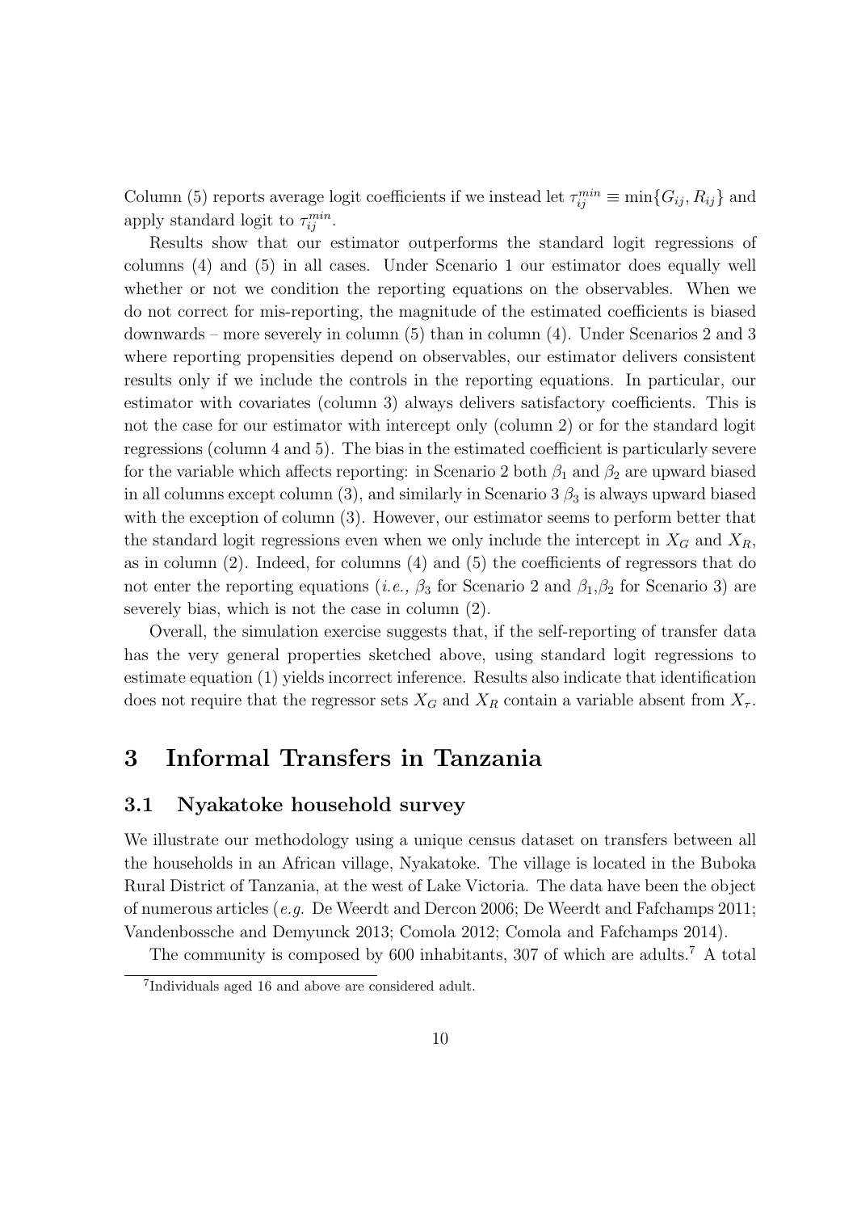Column (5) reports average logit coefficients if we instead let $\tau_{ij}^{min} \equiv \min\{G_{ij}, R_{ij}\}$ and apply standard logit to $\tau_{ij}^{min}$.

Results show that our estimator outperforms the standard logit regressions of columns (4) and (5) in all cases. Under Scenario 1 our estimator does equally well whether or not we condition the reporting equations on the observables. When we do not correct for mis-reporting, the magnitude of the estimated coefficients is biased downwards – more severely in column (5) than in column (4). Under Scenarios 2 and 3 where reporting propensities depend on observables, our estimator delivers consistent results only if we include the controls in the reporting equations. In particular, our estimator with covariates (column 3) always delivers satisfactory coefficients. This is not the case for our estimator with intercept only (column 2) or for the standard logit regressions (column 4 and 5). The bias in the estimated coefficient is particularly severe for the variable which affects reporting: in Scenario 2 both $\beta_1$ and $\beta_2$ are upward biased in all columns except column (3), and similarly in Scenario 3 $\beta_3$ is always upward biased with the exception of column (3). However, our estimator seems to perform better that the standard logit regressions even when we only include the intercept in $X_G$ and $X_R$, as in column (2). Indeed, for columns (4) and (5) the coefficients of regressors that do not enter the reporting equations (*i.e.,* $\beta_3$ for Scenario 2 and $\beta_1$,$\beta_2$ for Scenario 3) are severely bias, which is not the case in column (2).

Overall, the simulation exercise suggests that, if the self-reporting of transfer data has the very general properties sketched above, using standard logit regressions to estimate equation (1) yields incorrect inference. Results also indicate that identification does not require that the regressor sets $X_G$ and $X_R$ contain a variable absent from $X_\tau$.

# 3 Informal Transfers in Tanzania

## 3.1 Nyakatoke household survey

We illustrate our methodology using a unique census dataset on transfers between all the households in an African village, Nyakatoke. The village is located in the Buboka Rural District of Tanzania, at the west of Lake Victoria. The data have been the object of numerous articles (*e.g.* De Weerdt and Dercon 2006; De Weerdt and Fafchamps 2011; Vandenbossche and Demyunck 2013; Comola 2012; Comola and Fafchamps 2014).

The community is composed by 600 inhabitants, 307 of which are adults.[7] A total

[7] Individuals aged 16 and above are considered adult.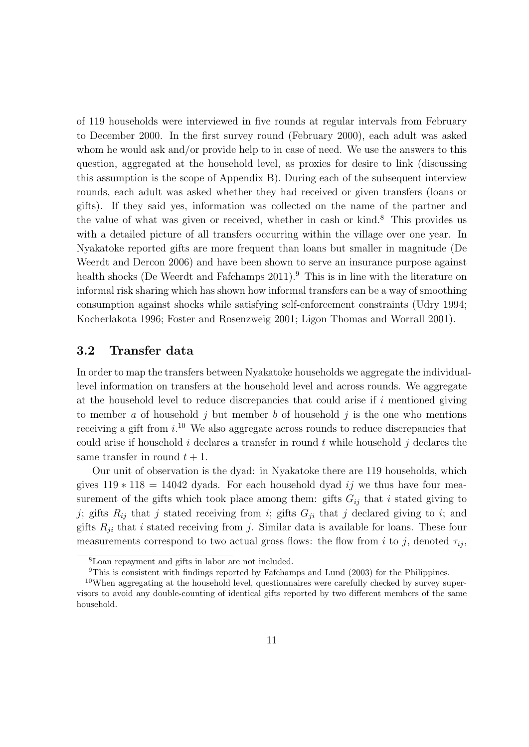of 119 households were interviewed in five rounds at regular intervals from February to December 2000. In the first survey round (February 2000), each adult was asked whom he would ask and/or provide help to in case of need. We use the answers to this question, aggregated at the household level, as proxies for desire to link (discussing this assumption is the scope of Appendix B). During each of the subsequent interview rounds, each adult was asked whether they had received or given transfers (loans or gifts). If they said yes, information was collected on the name of the partner and the value of what was given or received, whether in cash or kind.[8] This provides us with a detailed picture of all transfers occurring within the village over one year. In Nyakatoke reported gifts are more frequent than loans but smaller in magnitude (De Weerdt and Dercon 2006) and have been shown to serve an insurance purpose against health shocks (De Weerdt and Fafchamps 2011).[9] This is in line with the literature on informal risk sharing which has shown how informal transfers can be a way of smoothing consumption against shocks while satisfying self-enforcement constraints (Udry 1994; Kocherlakota 1996; Foster and Rosenzweig 2001; Ligon Thomas and Worrall 2001).

## 3.2 Transfer data

In order to map the transfers between Nyakatoke households we aggregate the individual-level information on transfers at the household level and across rounds. We aggregate at the household level to reduce discrepancies that could arise if $i$ mentioned giving to member $a$ of household $j$ but member $b$ of household $j$ is the one who mentions receiving a gift from $i$.[10] We also aggregate across rounds to reduce discrepancies that could arise if household $i$ declares a transfer in round $t$ while household $j$ declares the same transfer in round $t+1$.

Our unit of observation is the dyad: in Nyakatoke there are 119 households, which gives $119 * 118 = 14042$ dyads. For each household dyad $ij$ we thus have four measurement of the gifts which took place among them: gifts $G_{ij}$ that $i$ stated giving to $j$; gifts $R_{ij}$ that $j$ stated receiving from $i$; gifts $G_{ji}$ that $j$ declared giving to $i$; and gifts $R_{ji}$ that $i$ stated receiving from $j$. Similar data is available for loans. These four measurements correspond to two actual gross flows: the flow from $i$ to $j$, denoted $\tau_{ij}$,

[8] Loan repayment and gifts in labor are not included.

[9] This is consistent with findings reported by Fafchamps and Lund (2003) for the Philippines.

[10] When aggregating at the household level, questionnaires were carefully checked by survey supervisors to avoid any double-counting of identical gifts reported by two different members of the same household.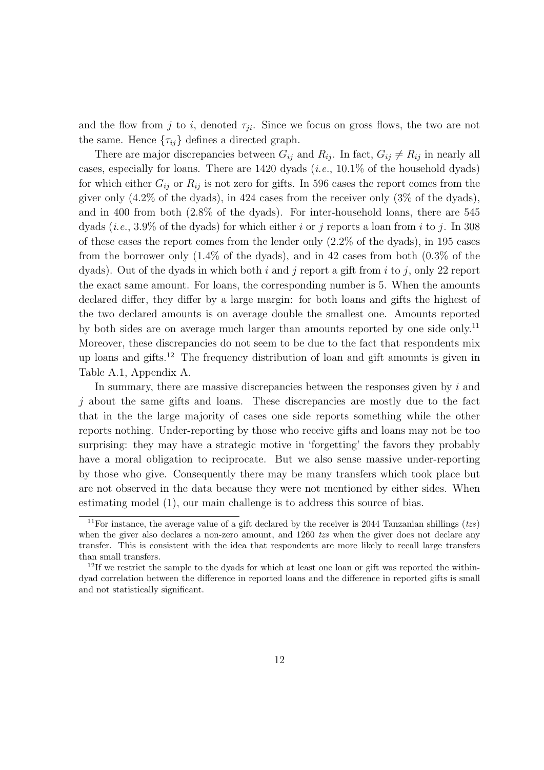and the flow from $j$ to $i$, denoted $\tau_{ji}$. Since we focus on gross flows, the two are not the same. Hence $\{\tau_{ij}\}$ defines a directed graph.

There are major discrepancies between $G_{ij}$ and $R_{ij}$. In fact, $G_{ij} \neq R_{ij}$ in nearly all cases, especially for loans. There are 1420 dyads (*i.e.*, 10.1% of the household dyads) for which either $G_{ij}$ or $R_{ij}$ is not zero for gifts. In 596 cases the report comes from the giver only (4.2% of the dyads), in 424 cases from the receiver only (3% of the dyads), and in 400 from both (2.8% of the dyads). For inter-household loans, there are 545 dyads (*i.e.*, 3.9% of the dyads) for which either $i$ or $j$ reports a loan from $i$ to $j$. In 308 of these cases the report comes from the lender only (2.2% of the dyads), in 195 cases from the borrower only (1.4% of the dyads), and in 42 cases from both (0.3% of the dyads). Out of the dyads in which both $i$ and $j$ report a gift from $i$ to $j$, only 22 report the exact same amount. For loans, the corresponding number is 5. When the amounts declared differ, they differ by a large margin: for both loans and gifts the highest of the two declared amounts is on average double the smallest one. Amounts reported by both sides are on average much larger than amounts reported by one side only.[11] Moreover, these discrepancies do not seem to be due to the fact that respondents mix up loans and gifts.[12] The frequency distribution of loan and gift amounts is given in Table A.1, Appendix A.

In summary, there are massive discrepancies between the responses given by $i$ and $j$ about the same gifts and loans. These discrepancies are mostly due to the fact that in the the large majority of cases one side reports something while the other reports nothing. Under-reporting by those who receive gifts and loans may not be too surprising: they may have a strategic motive in 'forgetting' the favors they probably have a moral obligation to reciprocate. But we also sense massive under-reporting by those who give. Consequently there may be many transfers which took place but are not observed in the data because they were not mentioned by either sides. When estimating model (1), our main challenge is to address this source of bias.

[11] For instance, the average value of a gift declared by the receiver is 2044 Tanzanian shillings (*tzs*) when the giver also declares a non-zero amount, and 1260 *tzs* when the giver does not declare any transfer. This is consistent with the idea that respondents are more likely to recall large transfers than small transfers.

[12] If we restrict the sample to the dyads for which at least one loan or gift was reported the within-dyad correlation between the difference in reported loans and the difference in reported gifts is small and not statistically significant.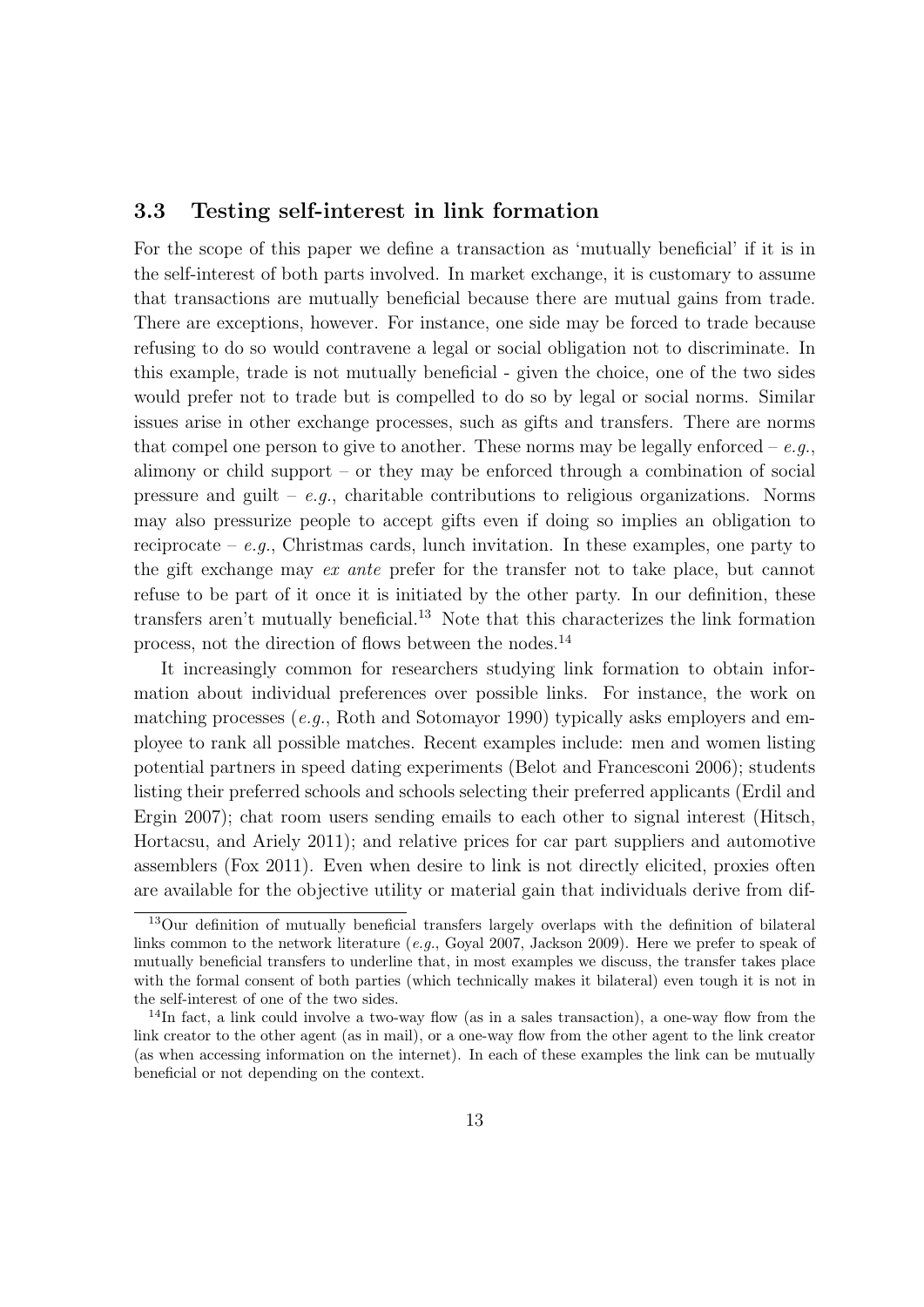### 3.3 Testing self-interest in link formation

For the scope of this paper we define a transaction as 'mutually beneficial' if it is in the self-interest of both parts involved. In market exchange, it is customary to assume that transactions are mutually beneficial because there are mutual gains from trade. There are exceptions, however. For instance, one side may be forced to trade because refusing to do so would contravene a legal or social obligation not to discriminate. In this example, trade is not mutually beneficial - given the choice, one of the two sides would prefer not to trade but is compelled to do so by legal or social norms. Similar issues arise in other exchange processes, such as gifts and transfers. There are norms that compel one person to give to another. These norms may be legally enforced – *e.g.*, alimony or child support – or they may be enforced through a combination of social pressure and guilt – *e.g.*, charitable contributions to religious organizations. Norms may also pressurize people to accept gifts even if doing so implies an obligation to reciprocate – *e.g.*, Christmas cards, lunch invitation. In these examples, one party to the gift exchange may *ex ante* prefer for the transfer not to take place, but cannot refuse to be part of it once it is initiated by the other party. In our definition, these transfers aren't mutually beneficial.[13] Note that this characterizes the link formation process, not the direction of flows between the nodes.[14]

It increasingly common for researchers studying link formation to obtain information about individual preferences over possible links. For instance, the work on matching processes (*e.g.*, Roth and Sotomayor 1990) typically asks employers and employee to rank all possible matches. Recent examples include: men and women listing potential partners in speed dating experiments (Belot and Francesconi 2006); students listing their preferred schools and schools selecting their preferred applicants (Erdil and Ergin 2007); chat room users sending emails to each other to signal interest (Hitsch, Hortacsu, and Ariely 2011); and relative prices for car part suppliers and automotive assemblers (Fox 2011). Even when desire to link is not directly elicited, proxies often are available for the objective utility or material gain that individuals derive from dif-

[13] Our definition of mutually beneficial transfers largely overlaps with the definition of bilateral links common to the network literature (*e.g.*, Goyal 2007, Jackson 2009). Here we prefer to speak of mutually beneficial transfers to underline that, in most examples we discuss, the transfer takes place with the formal consent of both parties (which technically makes it bilateral) even tough it is not in the self-interest of one of the two sides.

[14] In fact, a link could involve a two-way flow (as in a sales transaction), a one-way flow from the link creator to the other agent (as in mail), or a one-way flow from the other agent to the link creator (as when accessing information on the internet). In each of these examples the link can be mutually beneficial or not depending on the context.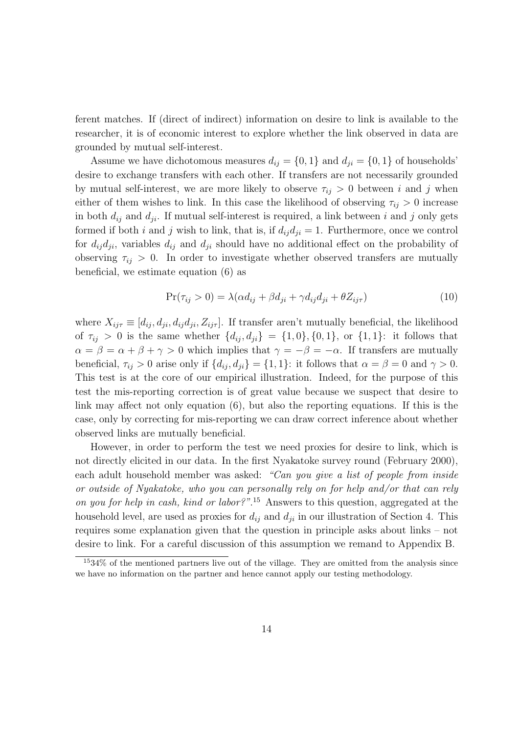ferent matches. If (direct of indirect) information on desire to link is available to the researcher, it is of economic interest to explore whether the link observed in data are grounded by mutual self-interest.

Assume we have dichotomous measures $d_{ij} = \{0, 1\}$ and $d_{ji} = \{0, 1\}$ of households' desire to exchange transfers with each other. If transfers are not necessarily grounded by mutual self-interest, we are more likely to observe $\tau_{ij} > 0$ between $i$ and $j$ when either of them wishes to link. In this case the likelihood of observing $\tau_{ij} > 0$ increase in both $d_{ij}$ and $d_{ji}$. If mutual self-interest is required, a link between $i$ and $j$ only gets formed if both $i$ and $j$ wish to link, that is, if $d_{ij}d_{ji} = 1$. Furthermore, once we control for $d_{ij}d_{ji}$, variables $d_{ij}$ and $d_{ji}$ should have no additional effect on the probability of observing $\tau_{ij} > 0$. In order to investigate whether observed transfers are mutually beneficial, we estimate equation (6) as

$$\Pr(\tau_{ij} > 0) = \lambda(\alpha d_{ij} + \beta d_{ji} + \gamma d_{ij}d_{ji} + \theta Z_{ij\tau}) \tag{10}$$

where $X_{ij\tau} \equiv [d_{ij}, d_{ji}, d_{ij}d_{ji}, Z_{ij\tau}]$. If transfer aren't mutually beneficial, the likelihood of $\tau_{ij} > 0$ is the same whether $\{d_{ij}, d_{ji}\} = \{1, 0\}, \{0, 1\}$, or $\{1, 1\}$: it follows that $\alpha = \beta = \alpha + \beta + \gamma > 0$ which implies that $\gamma = -\beta = -\alpha$. If transfers are mutually beneficial, $\tau_{ij} > 0$ arise only if $\{d_{ij}, d_{ji}\} = \{1, 1\}$: it follows that $\alpha = \beta = 0$ and $\gamma > 0$. This test is at the core of our empirical illustration. Indeed, for the purpose of this test the mis-reporting correction is of great value because we suspect that desire to link may affect not only equation (6), but also the reporting equations. If this is the case, only by correcting for mis-reporting we can draw correct inference about whether observed links are mutually beneficial.

However, in order to perform the test we need proxies for desire to link, which is not directly elicited in our data. In the first Nyakatoke survey round (February 2000), each adult household member was asked: *"Can you give a list of people from inside or outside of Nyakatoke, who you can personally rely on for help and/or that can rely on you for help in cash, kind or labor?"*.[15] Answers to this question, aggregated at the household level, are used as proxies for $d_{ij}$ and $d_{ji}$ in our illustration of Section 4. This requires some explanation given that the question in principle asks about links – not desire to link. For a careful discussion of this assumption we remand to Appendix B.

[15] 34% of the mentioned partners live out of the village. They are omitted from the analysis since we have no information on the partner and hence cannot apply our testing methodology.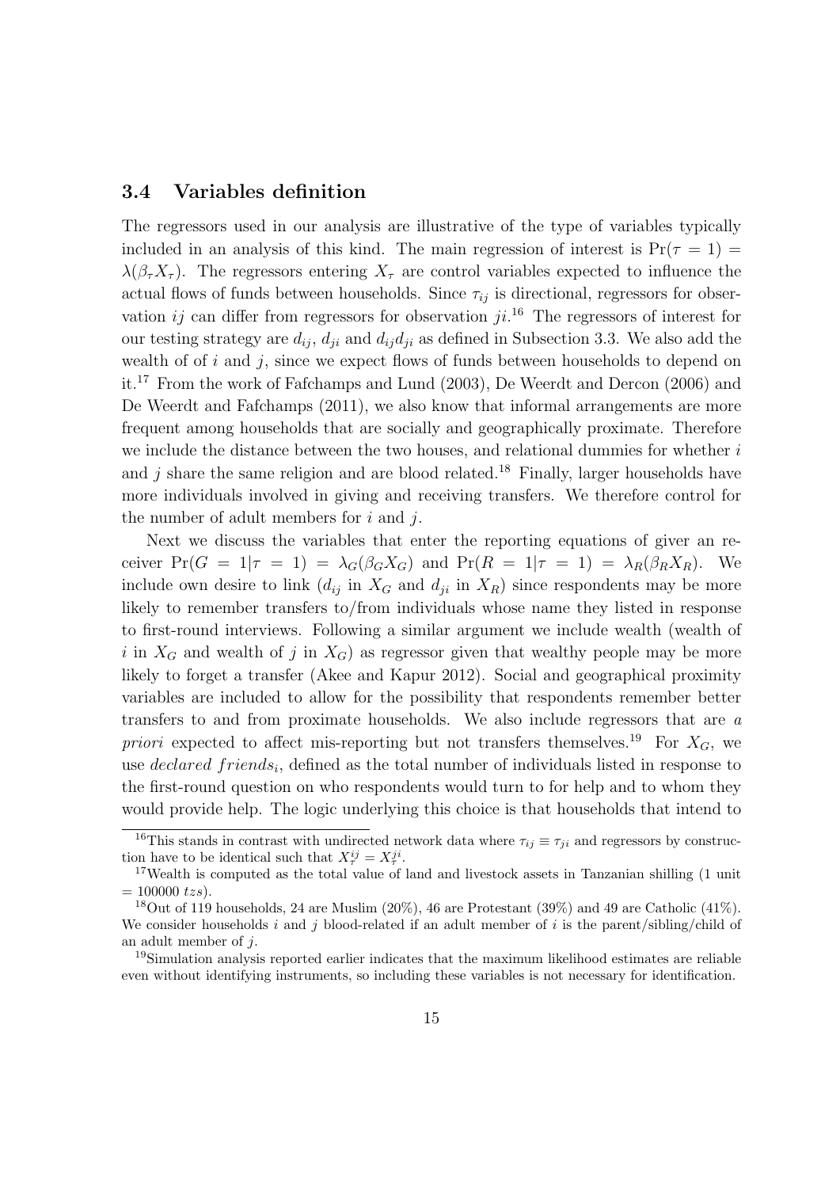### 3.4 Variables definition

The regressors used in our analysis are illustrative of the type of variables typically included in an analysis of this kind. The main regression of interest is $\Pr(\tau = 1) = \lambda(\beta_\tau X_\tau)$. The regressors entering $X_\tau$ are control variables expected to influence the actual flows of funds between households. Since $\tau_{ij}$ is directional, regressors for observation $ij$ can differ from regressors for observation $ji$.[16] The regressors of interest for our testing strategy are $d_{ij}$, $d_{ji}$ and $d_{ij}d_{ji}$ as defined in Subsection 3.3. We also add the wealth of of $i$ and $j$, since we expect flows of funds between households to depend on it.[17] From the work of Fafchamps and Lund (2003), De Weerdt and Dercon (2006) and De Weerdt and Fafchamps (2011), we also know that informal arrangements are more frequent among households that are socially and geographically proximate. Therefore we include the distance between the two houses, and relational dummies for whether $i$ and $j$ share the same religion and are blood related.[18] Finally, larger households have more individuals involved in giving and receiving transfers. We therefore control for the number of adult members for $i$ and $j$.

Next we discuss the variables that enter the reporting equations of giver an receiver $\Pr(G = 1|\tau = 1) = \lambda_G(\beta_G X_G)$ and $\Pr(R = 1|\tau = 1) = \lambda_R(\beta_R X_R)$. We include own desire to link ($d_{ij}$ in $X_G$ and $d_{ji}$ in $X_R$) since respondents may be more likely to remember transfers to/from individuals whose name they listed in response to first-round interviews. Following a similar argument we include wealth (wealth of $i$ in $X_G$ and wealth of $j$ in $X_G$) as regressor given that wealthy people may be more likely to forget a transfer (Akee and Kapur 2012). Social and geographical proximity variables are included to allow for the possibility that respondents remember better transfers to and from proximate households. We also include regressors that are *a priori* expected to affect mis-reporting but not transfers themselves.[19] For $X_G$, we use $declared\ friends_i$, defined as the total number of individuals listed in response to the first-round question on who respondents would turn to for help and to whom they would provide help. The logic underlying this choice is that households that intend to

---

[16] This stands in contrast with undirected network data where $\tau_{ij} \equiv \tau_{ji}$ and regressors by construction have to be identical such that $X_\tau^{ij} = X_\tau^{ji}$.

[17] Wealth is computed as the total value of land and livestock assets in Tanzanian shilling (1 unit $= 100000\ tzs$).

[18] Out of 119 households, 24 are Muslim (20%), 46 are Protestant (39%) and 49 are Catholic (41%). We consider households $i$ and $j$ blood-related if an adult member of $i$ is the parent/sibling/child of an adult member of $j$.

[19] Simulation analysis reported earlier indicates that the maximum likelihood estimates are reliable even without identifying instruments, so including these variables is not necessary for identification.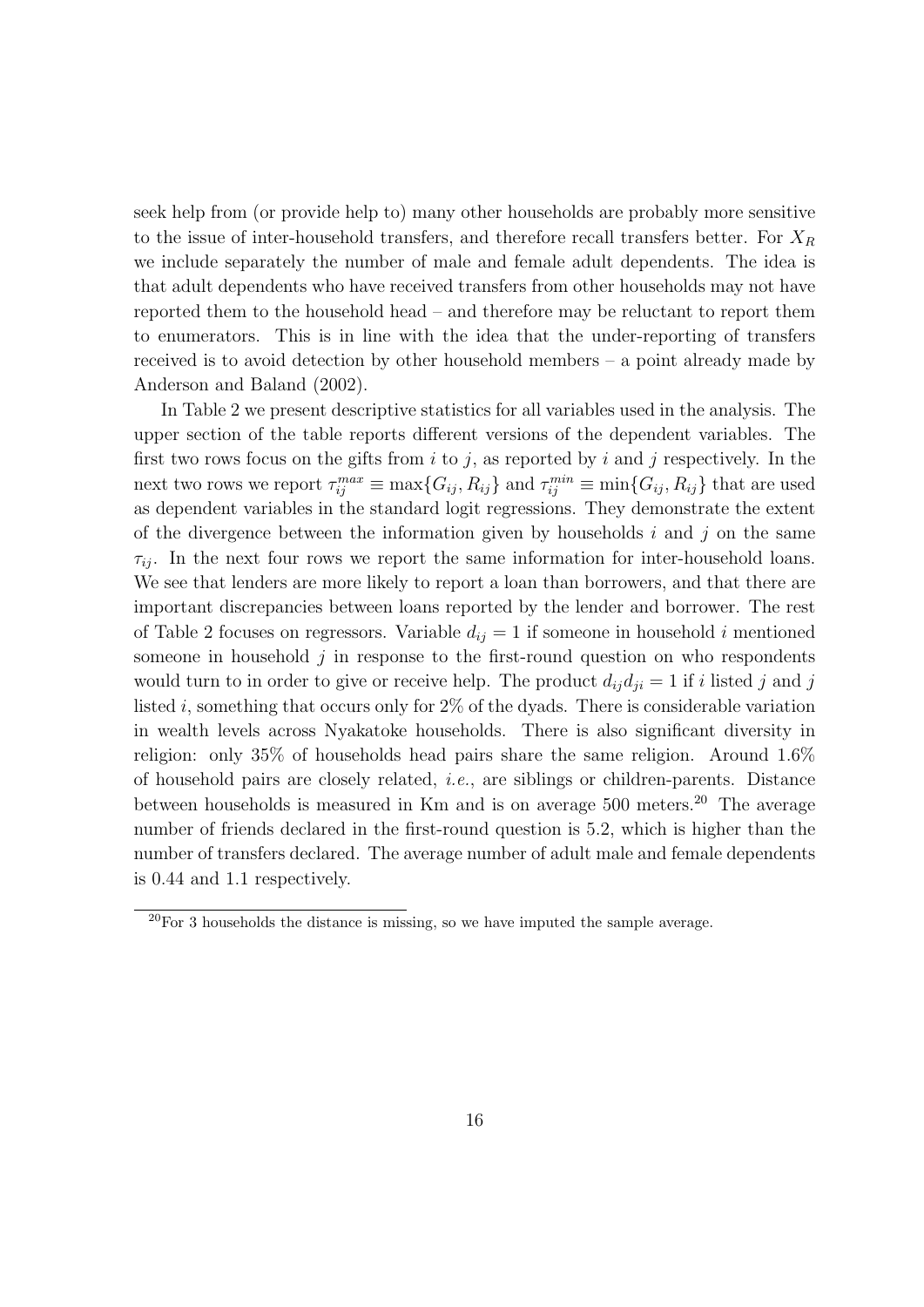seek help from (or provide help to) many other households are probably more sensitive to the issue of inter-household transfers, and therefore recall transfers better. For $X_R$ we include separately the number of male and female adult dependents. The idea is that adult dependents who have received transfers from other households may not have reported them to the household head – and therefore may be reluctant to report them to enumerators. This is in line with the idea that the under-reporting of transfers received is to avoid detection by other household members – a point already made by Anderson and Baland (2002).

In Table 2 we present descriptive statistics for all variables used in the analysis. The upper section of the table reports different versions of the dependent variables. The first two rows focus on the gifts from $i$ to $j$, as reported by $i$ and $j$ respectively. In the next two rows we report $\tau_{ij}^{max} \equiv \max\{G_{ij}, R_{ij}\}$ and $\tau_{ij}^{min} \equiv \min\{G_{ij}, R_{ij}\}$ that are used as dependent variables in the standard logit regressions. They demonstrate the extent of the divergence between the information given by households $i$ and $j$ on the same $\tau_{ij}$. In the next four rows we report the same information for inter-household loans. We see that lenders are more likely to report a loan than borrowers, and that there are important discrepancies between loans reported by the lender and borrower. The rest of Table 2 focuses on regressors. Variable $d_{ij} = 1$ if someone in household $i$ mentioned someone in household $j$ in response to the first-round question on who respondents would turn to in order to give or receive help. The product $d_{ij}d_{ji} = 1$ if $i$ listed $j$ and $j$ listed $i$, something that occurs only for 2% of the dyads. There is considerable variation in wealth levels across Nyakatoke households. There is also significant diversity in religion: only 35% of households head pairs share the same religion. Around 1.6% of household pairs are closely related, *i.e.*, are siblings or children-parents. Distance between households is measured in Km and is on average 500 meters.[20] The average number of friends declared in the first-round question is 5.2, which is higher than the number of transfers declared. The average number of adult male and female dependents is 0.44 and 1.1 respectively.

[20] For 3 households the distance is missing, so we have imputed the sample average.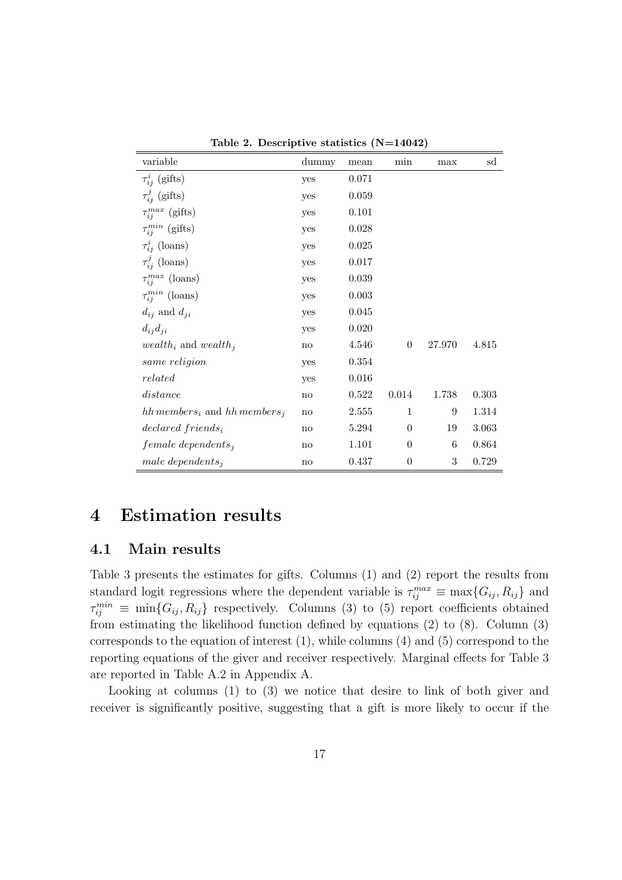**Table 2. Descriptive statistics (N=14042)**

| variable | dummy | mean | min | max | sd |
|---|---|---|---|---|---|
| $\tau_{ij}^{i}$ (gifts) | yes | 0.071 | | | |
| $\tau_{ij}^{j}$ (gifts) | yes | 0.059 | | | |
| $\tau_{ij}^{max}$ (gifts) | yes | 0.101 | | | |
| $\tau_{ij}^{min}$ (gifts) | yes | 0.028 | | | |
| $\tau_{ij}^{i}$ (loans) | yes | 0.025 | | | |
| $\tau_{ij}^{j}$ (loans) | yes | 0.017 | | | |
| $\tau_{ij}^{max}$ (loans) | yes | 0.039 | | | |
| $\tau_{ij}^{min}$ (loans) | yes | 0.003 | | | |
| $d_{ij}$ and $d_{ji}$ | yes | 0.045 | | | |
| $d_{ij}d_{ji}$ | yes | 0.020 | | | |
| $wealth_i$ and $wealth_j$ | no | 4.546 | 0 | 27.970 | 4.815 |
| $same\ religion$ | yes | 0.354 | | | |
| $related$ | yes | 0.016 | | | |
| $distance$ | no | 0.522 | 0.014 | 1.738 | 0.303 |
| $hh\,members_i$ and $hh\,members_j$ | no | 2.555 | 1 | 9 | 1.314 |
| $declared\ friends_i$ | no | 5.294 | 0 | 19 | 3.063 |
| $female\ dependents_j$ | no | 1.101 | 0 | 6 | 0.864 |
| $male\ dependents_j$ | no | 0.437 | 0 | 3 | 0.729 |

# 4 Estimation results

## 4.1 Main results

Table 3 presents the estimates for gifts. Columns (1) and (2) report the results from standard logit regressions where the dependent variable is $\tau_{ij}^{max} \equiv \max\{G_{ij}, R_{ij}\}$ and $\tau_{ij}^{min} \equiv \min\{G_{ij}, R_{ij}\}$ respectively. Columns (3) to (5) report coefficients obtained from estimating the likelihood function defined by equations (2) to (8). Column (3) corresponds to the equation of interest (1), while columns (4) and (5) correspond to the reporting equations of the giver and receiver respectively. Marginal effects for Table 3 are reported in Table A.2 in Appendix A.

Looking at columns (1) to (3) we notice that desire to link of both giver and receiver is significantly positive, suggesting that a gift is more likely to occur if the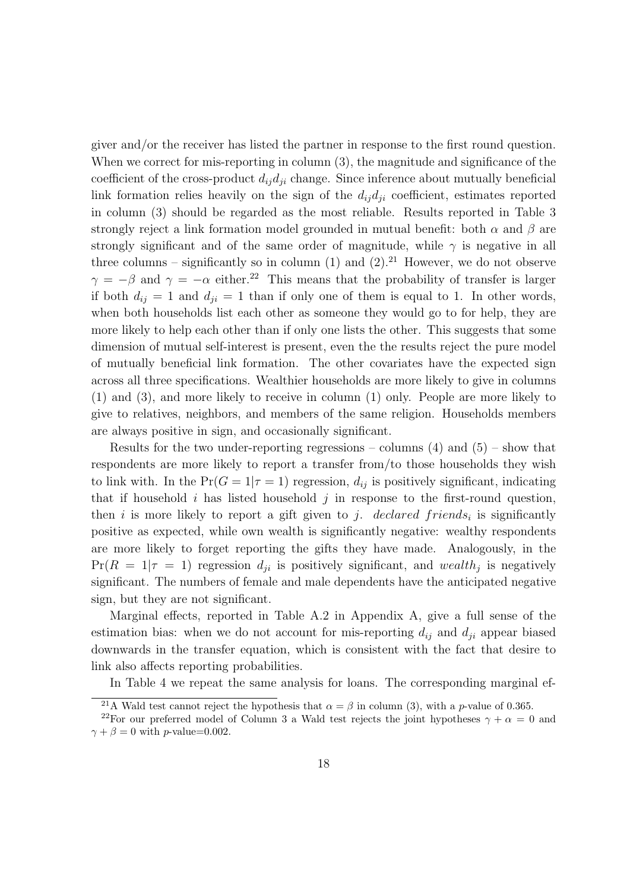giver and/or the receiver has listed the partner in response to the first round question. When we correct for mis-reporting in column (3), the magnitude and significance of the coefficient of the cross-product $d_{ij}d_{ji}$ change. Since inference about mutually beneficial link formation relies heavily on the sign of the $d_{ij}d_{ji}$ coefficient, estimates reported in column (3) should be regarded as the most reliable. Results reported in Table 3 strongly reject a link formation model grounded in mutual benefit: both $\alpha$ and $\beta$ are strongly significant and of the same order of magnitude, while $\gamma$ is negative in all three columns – significantly so in column (1) and (2).[21] However, we do not observe $\gamma = -\beta$ and $\gamma = -\alpha$ either.[22] This means that the probability of transfer is larger if both $d_{ij} = 1$ and $d_{ji} = 1$ than if only one of them is equal to 1. In other words, when both households list each other as someone they would go to for help, they are more likely to help each other than if only one lists the other. This suggests that some dimension of mutual self-interest is present, even the the results reject the pure model of mutually beneficial link formation. The other covariates have the expected sign across all three specifications. Wealthier households are more likely to give in columns (1) and (3), and more likely to receive in column (1) only. People are more likely to give to relatives, neighbors, and members of the same religion. Households members are always positive in sign, and occasionally significant.

Results for the two under-reporting regressions – columns (4) and (5) – show that respondents are more likely to report a transfer from/to those households they wish to link with. In the $\Pr(G = 1|\tau = 1)$ regression, $d_{ij}$ is positively significant, indicating that if household $i$ has listed household $j$ in response to the first-round question, then $i$ is more likely to report a gift given to $j$. $declared\ friends_i$ is significantly positive as expected, while own wealth is significantly negative: wealthy respondents are more likely to forget reporting the gifts they have made. Analogously, in the $\Pr(R = 1|\tau = 1)$ regression $d_{ji}$ is positively significant, and $wealth_j$ is negatively significant. The numbers of female and male dependents have the anticipated negative sign, but they are not significant.

Marginal effects, reported in Table A.2 in Appendix A, give a full sense of the estimation bias: when we do not account for mis-reporting $d_{ij}$ and $d_{ji}$ appear biased downwards in the transfer equation, which is consistent with the fact that desire to link also affects reporting probabilities.

In Table 4 we repeat the same analysis for loans. The corresponding marginal ef-

[21]A Wald test cannot reject the hypothesis that $\alpha = \beta$ in column (3), with a $p$-value of 0.365.

[22]For our preferred model of Column 3 a Wald test rejects the joint hypotheses $\gamma + \alpha = 0$ and $\gamma + \beta = 0$ with $p$-value=0.002.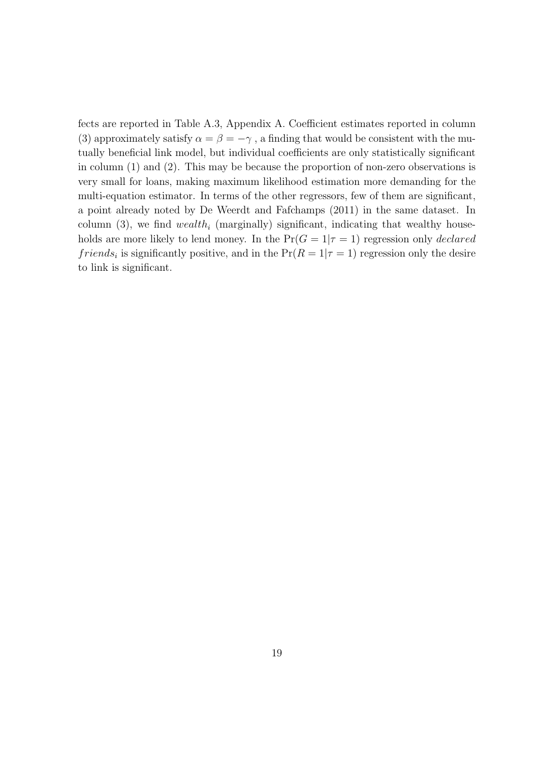fects are reported in Table A.3, Appendix A. Coefficient estimates reported in column (3) approximately satisfy $\alpha = \beta = -\gamma$ , a finding that would be consistent with the mutually beneficial link model, but individual coefficients are only statistically significant in column (1) and (2). This may be because the proportion of non-zero observations is very small for loans, making maximum likelihood estimation more demanding for the multi-equation estimator. In terms of the other regressors, few of them are significant, a point already noted by De Weerdt and Fafchamps (2011) in the same dataset. In column (3), we find $wealth_i$ (marginally) significant, indicating that wealthy households are more likely to lend money. In the $\Pr(G = 1|\tau = 1)$ regression only $declared\ friends_i$ is significantly positive, and in the $\Pr(R = 1|\tau = 1)$ regression only the desire to link is significant.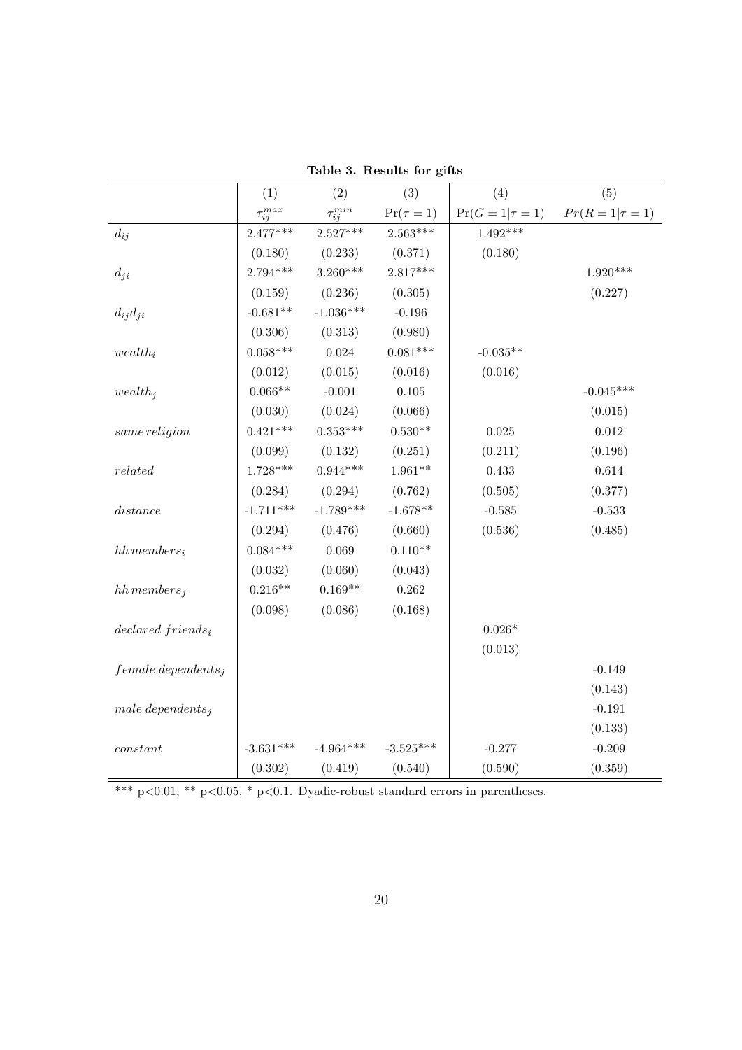**Table 3. Results for gifts**

| | (1) | (2) | (3) | (4) | (5) |
|---|---|---|---|---|---|
| | $\tau_{ij}^{max}$ | $\tau_{ij}^{min}$ | $\Pr(\tau = 1)$ | $\Pr(G = 1\|\tau = 1)$ | $Pr(R = 1\|\tau = 1)$ |
| $d_{ij}$ | 2.477*** | 2.527*** | 2.563*** | 1.492*** | |
| | (0.180) | (0.233) | (0.371) | (0.180) | |
| $d_{ji}$ | 2.794*** | 3.260*** | 2.817*** | | 1.920*** |
| | (0.159) | (0.236) | (0.305) | | (0.227) |
| $d_{ij}d_{ji}$ | -0.681** | -1.036*** | -0.196 | | |
| | (0.306) | (0.313) | (0.980) | | |
| $wealth_i$ | 0.058*** | 0.024 | 0.081*** | -0.035** | |
| | (0.012) | (0.015) | (0.016) | (0.016) | |
| $wealth_j$ | 0.066** | -0.001 | 0.105 | | -0.045*** |
| | (0.030) | (0.024) | (0.066) | | (0.015) |
| $same\, religion$ | 0.421*** | 0.353*** | 0.530** | 0.025 | 0.012 |
| | (0.099) | (0.132) | (0.251) | (0.211) | (0.196) |
| $related$ | 1.728*** | 0.944*** | 1.961** | 0.433 | 0.614 |
| | (0.284) | (0.294) | (0.762) | (0.505) | (0.377) |
| $distance$ | -1.711*** | -1.789*** | -1.678** | -0.585 | -0.533 |
| | (0.294) | (0.476) | (0.660) | (0.536) | (0.485) |
| $hh\, members_i$ | 0.084*** | 0.069 | 0.110** | | |
| | (0.032) | (0.060) | (0.043) | | |
| $hh\, members_j$ | 0.216** | 0.169** | 0.262 | | |
| | (0.098) | (0.086) | (0.168) | | |
| $declared\ friends_i$ | | | | 0.026* | |
| | | | | (0.013) | |
| $female\ dependents_j$ | | | | | -0.149 |
| | | | | | (0.143) |
| $male\ dependents_j$ | | | | | -0.191 |
| | | | | | (0.133) |
| $constant$ | -3.631*** | -4.964*** | -3.525*** | -0.277 | -0.209 |
| | (0.302) | (0.419) | (0.540) | (0.590) | (0.359) |

*** p<0.01, ** p<0.05, * p<0.1. Dyadic-robust standard errors in parentheses.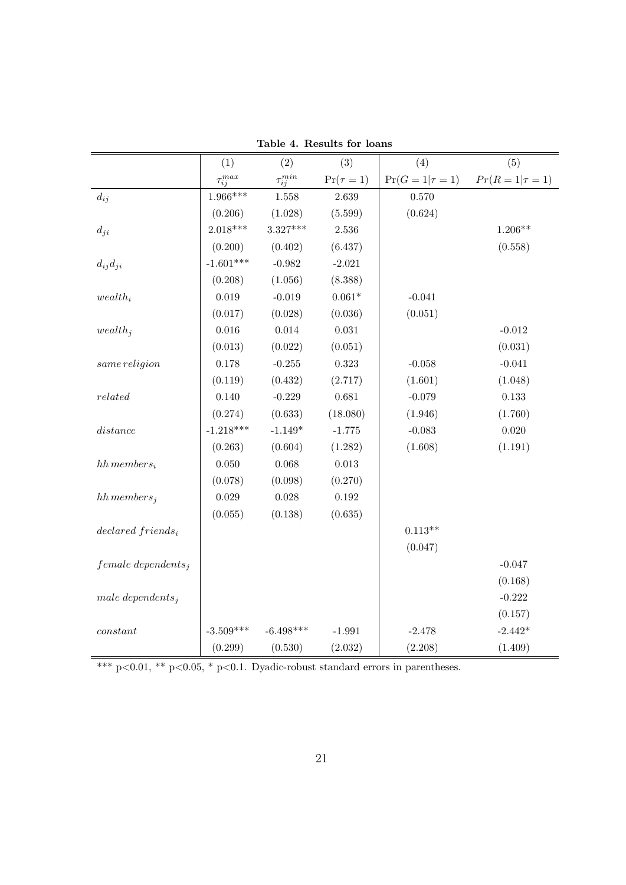**Table 4. Results for loans**

| | (1) | (2) | (3) | (4) | (5) |
|---|---|---|---|---|---|
| | $\tau_{ij}^{max}$ | $\tau_{ij}^{min}$ | $\Pr(\tau = 1)$ | $\Pr(G = 1 \vert \tau = 1)$ | $Pr(R = 1 \vert \tau = 1)$ |
| $d_{ij}$ | 1.966*** | 1.558 | 2.639 | 0.570 | |
| | (0.206) | (1.028) | (5.599) | (0.624) | |
| $d_{ji}$ | 2.018*** | 3.327*** | 2.536 | | 1.206** |
| | (0.200) | (0.402) | (6.437) | | (0.558) |
| $d_{ij}d_{ji}$ | -1.601*** | -0.982 | -2.021 | | |
| | (0.208) | (1.056) | (8.388) | | |
| $wealth_i$ | 0.019 | -0.019 | 0.061* | -0.041 | |
| | (0.017) | (0.028) | (0.036) | (0.051) | |
| $wealth_j$ | 0.016 | 0.014 | 0.031 | | -0.012 |
| | (0.013) | (0.022) | (0.051) | | (0.031) |
| $same\, religion$ | 0.178 | -0.255 | 0.323 | -0.058 | -0.041 |
| | (0.119) | (0.432) | (2.717) | (1.601) | (1.048) |
| $related$ | 0.140 | -0.229 | 0.681 | -0.079 | 0.133 |
| | (0.274) | (0.633) | (18.080) | (1.946) | (1.760) |
| $distance$ | -1.218*** | -1.149* | -1.775 | -0.083 | 0.020 |
| | (0.263) | (0.604) | (1.282) | (1.608) | (1.191) |
| $hh\, members_i$ | 0.050 | 0.068 | 0.013 | | |
| | (0.078) | (0.098) | (0.270) | | |
| $hh\, members_j$ | 0.029 | 0.028 | 0.192 | | |
| | (0.055) | (0.138) | (0.635) | | |
| $declared\ friends_i$ | | | | 0.113** | |
| | | | | (0.047) | |
| $female\ dependents_j$ | | | | | -0.047 |
| | | | | | (0.168) |
| $male\ dependents_j$ | | | | | -0.222 |
| | | | | | (0.157) |
| $constant$ | -3.509*** | -6.498*** | -1.991 | -2.478 | -2.442* |
| | (0.299) | (0.530) | (2.032) | (2.208) | (1.409) |

*** p<0.01, ** p<0.05, * p<0.1. Dyadic-robust standard errors in parentheses.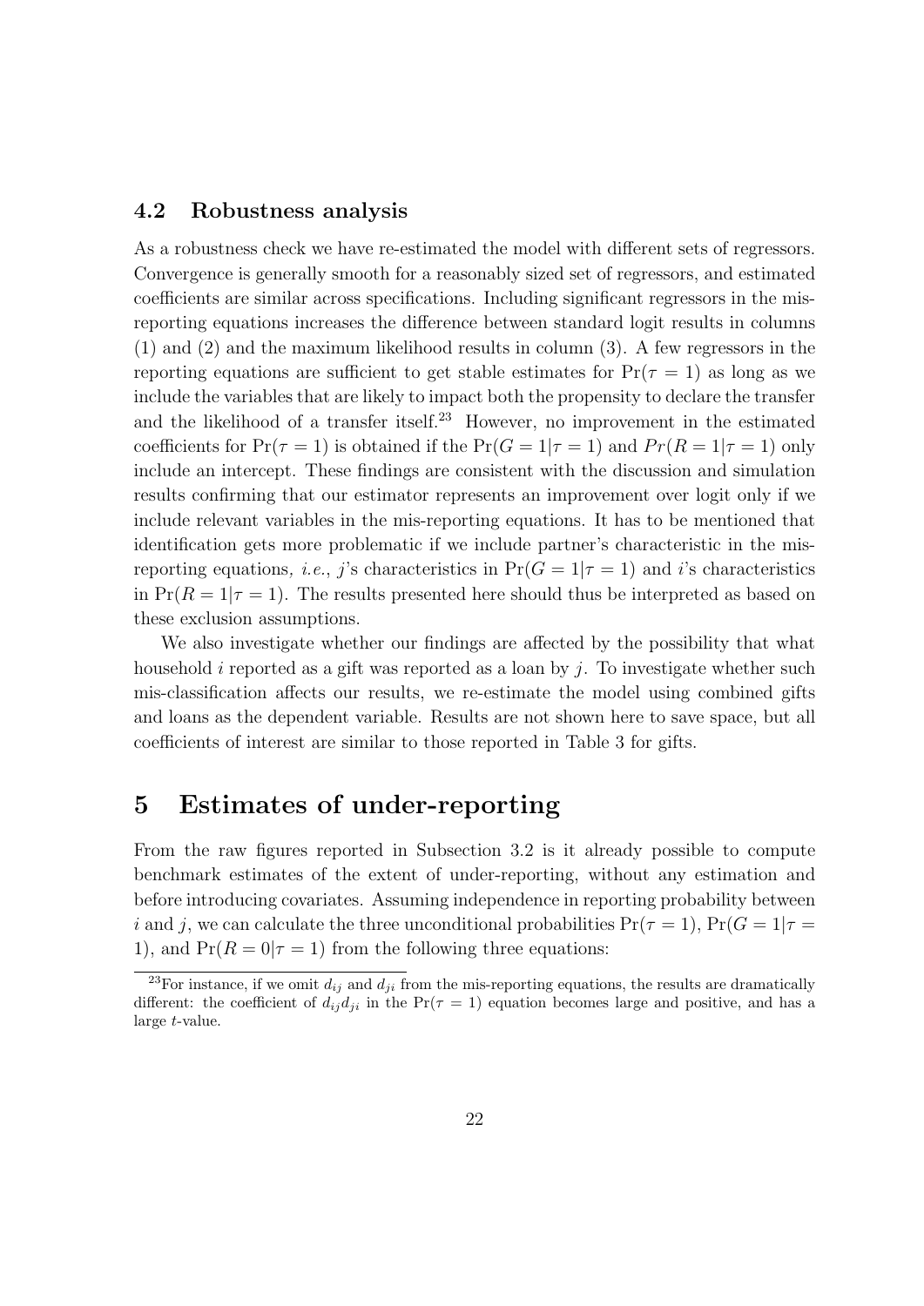## 4.2 Robustness analysis

As a robustness check we have re-estimated the model with different sets of regressors. Convergence is generally smooth for a reasonably sized set of regressors, and estimated coefficients are similar across specifications. Including significant regressors in the mis-reporting equations increases the difference between standard logit results in columns (1) and (2) and the maximum likelihood results in column (3). A few regressors in the reporting equations are sufficient to get stable estimates for $\Pr(\tau = 1)$ as long as we include the variables that are likely to impact both the propensity to declare the transfer and the likelihood of a transfer itself.[23] However, no improvement in the estimated coefficients for $\Pr(\tau = 1)$ is obtained if the $\Pr(G = 1|\tau = 1)$ and $Pr(R = 1|\tau = 1)$ only include an intercept. These findings are consistent with the discussion and simulation results confirming that our estimator represents an improvement over logit only if we include relevant variables in the mis-reporting equations. It has to be mentioned that identification gets more problematic if we include partner's characteristic in the mis-reporting equations, *i.e.*, $j$'s characteristics in $\Pr(G = 1|\tau = 1)$ and $i$'s characteristics in $\Pr(R = 1|\tau = 1)$. The results presented here should thus be interpreted as based on these exclusion assumptions.

We also investigate whether our findings are affected by the possibility that what household $i$ reported as a gift was reported as a loan by $j$. To investigate whether such mis-classification affects our results, we re-estimate the model using combined gifts and loans as the dependent variable. Results are not shown here to save space, but all coefficients of interest are similar to those reported in Table 3 for gifts.

# 5 Estimates of under-reporting

From the raw figures reported in Subsection 3.2 is it already possible to compute benchmark estimates of the extent of under-reporting, without any estimation and before introducing covariates. Assuming independence in reporting probability between $i$ and $j$, we can calculate the three unconditional probabilities $\Pr(\tau = 1)$, $\Pr(G = 1|\tau = 1)$, and $\Pr(R = 0|\tau = 1)$ from the following three equations:

[23] For instance, if we omit $d_{ij}$ and $d_{ji}$ from the mis-reporting equations, the results are dramatically different: the coefficient of $d_{ij}d_{ji}$ in the $\Pr(\tau = 1)$ equation becomes large and positive, and has a large $t$-value.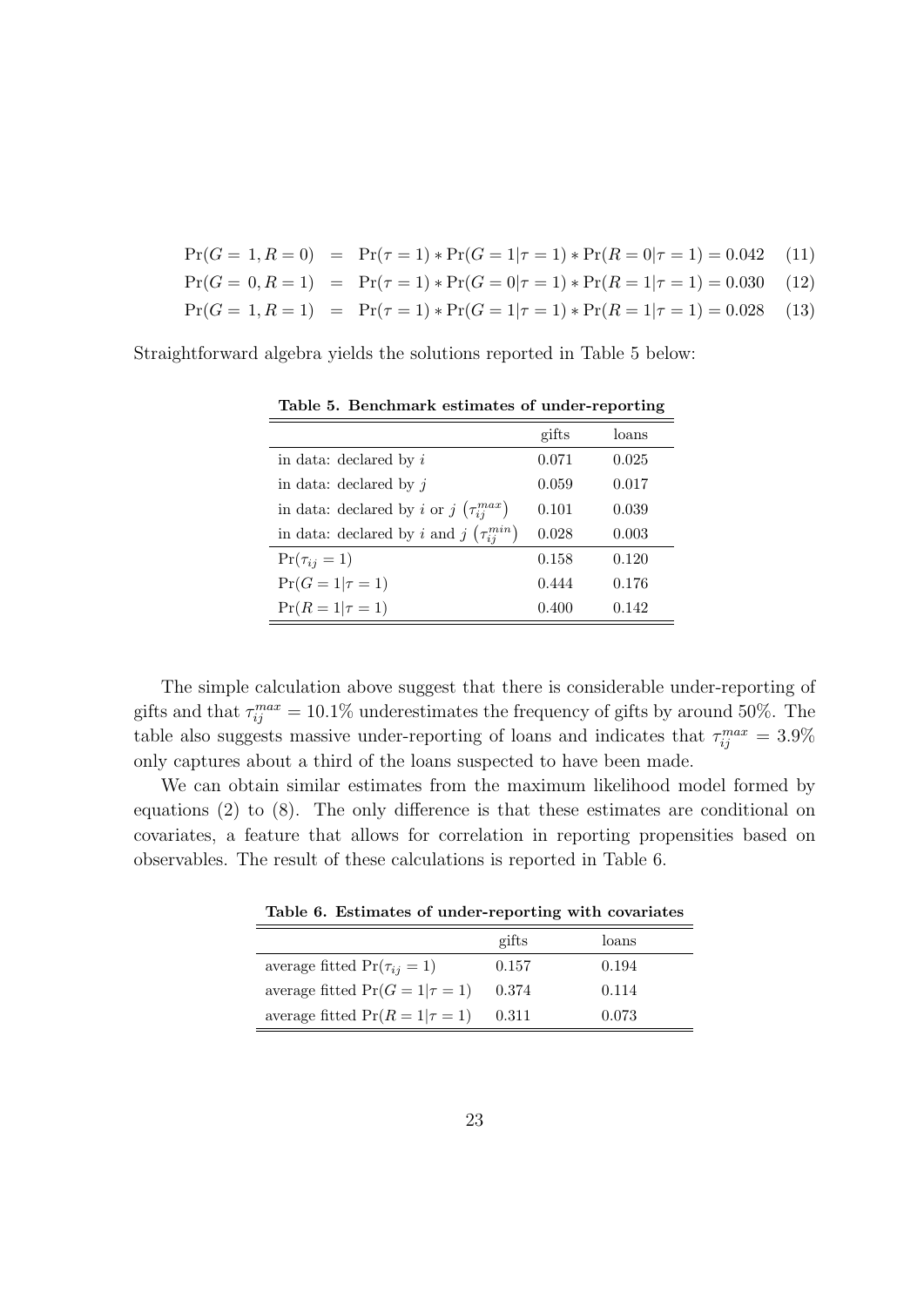$$\Pr(G = 1, R = 0) = \Pr(\tau = 1) * \Pr(G = 1|\tau = 1) * \Pr(R = 0|\tau = 1) = 0.042 \quad (11)$$

$$\Pr(G = 0, R = 1) = \Pr(\tau = 1) * \Pr(G = 0|\tau = 1) * \Pr(R = 1|\tau = 1) = 0.030 \quad (12)$$

$$\Pr(G = 1, R = 1) = \Pr(\tau = 1) * \Pr(G = 1|\tau = 1) * \Pr(R = 1|\tau = 1) = 0.028 \quad (13)$$

Straightforward algebra yields the solutions reported in Table 5 below:

**Table 5. Benchmark estimates of under-reporting**

| | gifts | loans |
|---|---|---|
| in data: declared by $i$ | 0.071 | 0.025 |
| in data: declared by $j$ | 0.059 | 0.017 |
| in data: declared by $i$ or $j$ $\left(\tau_{ij}^{max}\right)$ | 0.101 | 0.039 |
| in data: declared by $i$ and $j$ $\left(\tau_{ij}^{min}\right)$ | 0.028 | 0.003 |
| $\Pr(\tau_{ij} = 1)$ | 0.158 | 0.120 |
| $\Pr(G = 1\|\tau = 1)$ | 0.444 | 0.176 |
| $\Pr(R = 1\|\tau = 1)$ | 0.400 | 0.142 |

The simple calculation above suggest that there is considerable under-reporting of gifts and that $\tau_{ij}^{max} = 10.1\%$ underestimates the frequency of gifts by around 50%. The table also suggests massive under-reporting of loans and indicates that $\tau_{ij}^{max} = 3.9\%$ only captures about a third of the loans suspected to have been made.

We can obtain similar estimates from the maximum likelihood model formed by equations (2) to (8). The only difference is that these estimates are conditional on covariates, a feature that allows for correlation in reporting propensities based on observables. The result of these calculations is reported in Table 6.

**Table 6. Estimates of under-reporting with covariates**

| | gifts | loans |
|---|---|---|
| average fitted $\Pr(\tau_{ij} = 1)$ | 0.157 | 0.194 |
| average fitted $\Pr(G = 1\|\tau = 1)$ | 0.374 | 0.114 |
| average fitted $\Pr(R = 1\|\tau = 1)$ | 0.311 | 0.073 |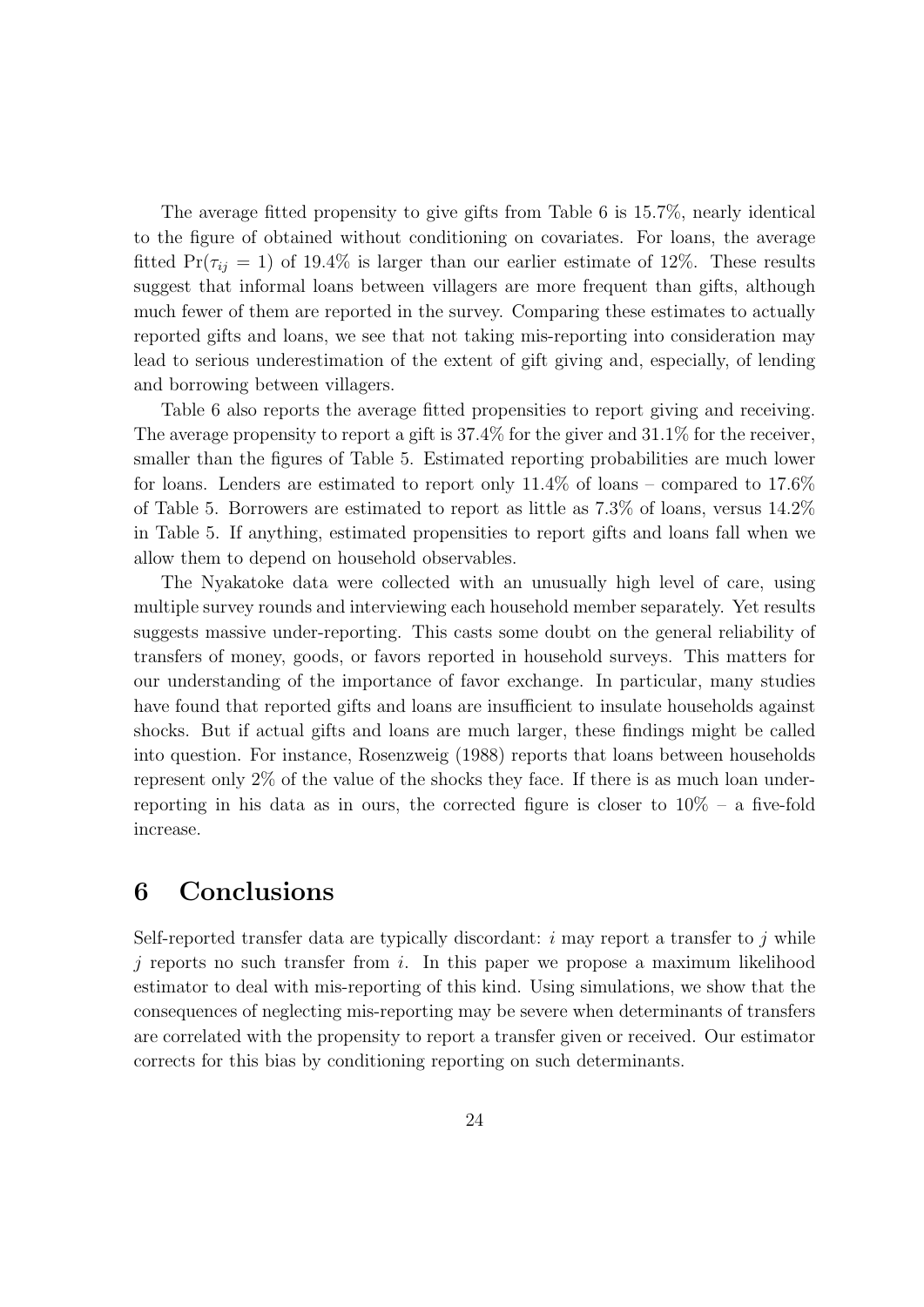The average fitted propensity to give gifts from Table 6 is 15.7%, nearly identical to the figure of obtained without conditioning on covariates. For loans, the average fitted $\Pr(\tau_{ij} = 1)$ of 19.4% is larger than our earlier estimate of 12%. These results suggest that informal loans between villagers are more frequent than gifts, although much fewer of them are reported in the survey. Comparing these estimates to actually reported gifts and loans, we see that not taking mis-reporting into consideration may lead to serious underestimation of the extent of gift giving and, especially, of lending and borrowing between villagers.

Table 6 also reports the average fitted propensities to report giving and receiving. The average propensity to report a gift is 37.4% for the giver and 31.1% for the receiver, smaller than the figures of Table 5. Estimated reporting probabilities are much lower for loans. Lenders are estimated to report only 11.4% of loans – compared to 17.6% of Table 5. Borrowers are estimated to report as little as 7.3% of loans, versus 14.2% in Table 5. If anything, estimated propensities to report gifts and loans fall when we allow them to depend on household observables.

The Nyakatoke data were collected with an unusually high level of care, using multiple survey rounds and interviewing each household member separately. Yet results suggests massive under-reporting. This casts some doubt on the general reliability of transfers of money, goods, or favors reported in household surveys. This matters for our understanding of the importance of favor exchange. In particular, many studies have found that reported gifts and loans are insufficient to insulate households against shocks. But if actual gifts and loans are much larger, these findings might be called into question. For instance, Rosenzweig (1988) reports that loans between households represent only 2% of the value of the shocks they face. If there is as much loan under-reporting in his data as in ours, the corrected figure is closer to 10% – a five-fold increase.

# 6 Conclusions

Self-reported transfer data are typically discordant: $i$ may report a transfer to $j$ while $j$ reports no such transfer from $i$. In this paper we propose a maximum likelihood estimator to deal with mis-reporting of this kind. Using simulations, we show that the consequences of neglecting mis-reporting may be severe when determinants of transfers are correlated with the propensity to report a transfer given or received. Our estimator corrects for this bias by conditioning reporting on such determinants.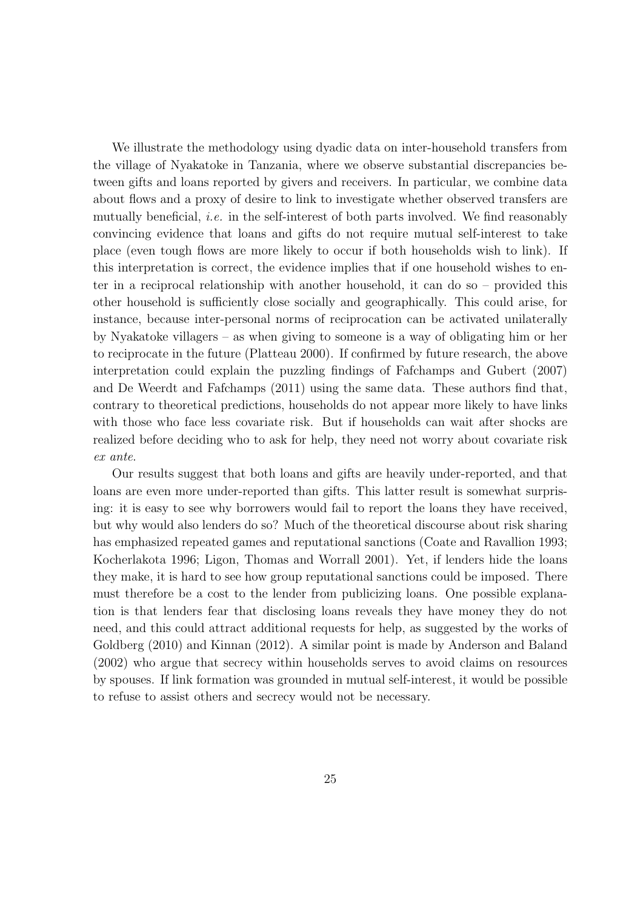We illustrate the methodology using dyadic data on inter-household transfers from the village of Nyakatoke in Tanzania, where we observe substantial discrepancies between gifts and loans reported by givers and receivers. In particular, we combine data about flows and a proxy of desire to link to investigate whether observed transfers are mutually beneficial, *i.e.* in the self-interest of both parts involved. We find reasonably convincing evidence that loans and gifts do not require mutual self-interest to take place (even tough flows are more likely to occur if both households wish to link). If this interpretation is correct, the evidence implies that if one household wishes to enter in a reciprocal relationship with another household, it can do so – provided this other household is sufficiently close socially and geographically. This could arise, for instance, because inter-personal norms of reciprocation can be activated unilaterally by Nyakatoke villagers – as when giving to someone is a way of obligating him or her to reciprocate in the future (Platteau 2000). If confirmed by future research, the above interpretation could explain the puzzling findings of Fafchamps and Gubert (2007) and De Weerdt and Fafchamps (2011) using the same data. These authors find that, contrary to theoretical predictions, households do not appear more likely to have links with those who face less covariate risk. But if households can wait after shocks are realized before deciding who to ask for help, they need not worry about covariate risk *ex ante*.

Our results suggest that both loans and gifts are heavily under-reported, and that loans are even more under-reported than gifts. This latter result is somewhat surprising: it is easy to see why borrowers would fail to report the loans they have received, but why would also lenders do so? Much of the theoretical discourse about risk sharing has emphasized repeated games and reputational sanctions (Coate and Ravallion 1993; Kocherlakota 1996; Ligon, Thomas and Worrall 2001). Yet, if lenders hide the loans they make, it is hard to see how group reputational sanctions could be imposed. There must therefore be a cost to the lender from publicizing loans. One possible explanation is that lenders fear that disclosing loans reveals they have money they do not need, and this could attract additional requests for help, as suggested by the works of Goldberg (2010) and Kinnan (2012). A similar point is made by Anderson and Baland (2002) who argue that secrecy within households serves to avoid claims on resources by spouses. If link formation was grounded in mutual self-interest, it would be possible to refuse to assist others and secrecy would not be necessary.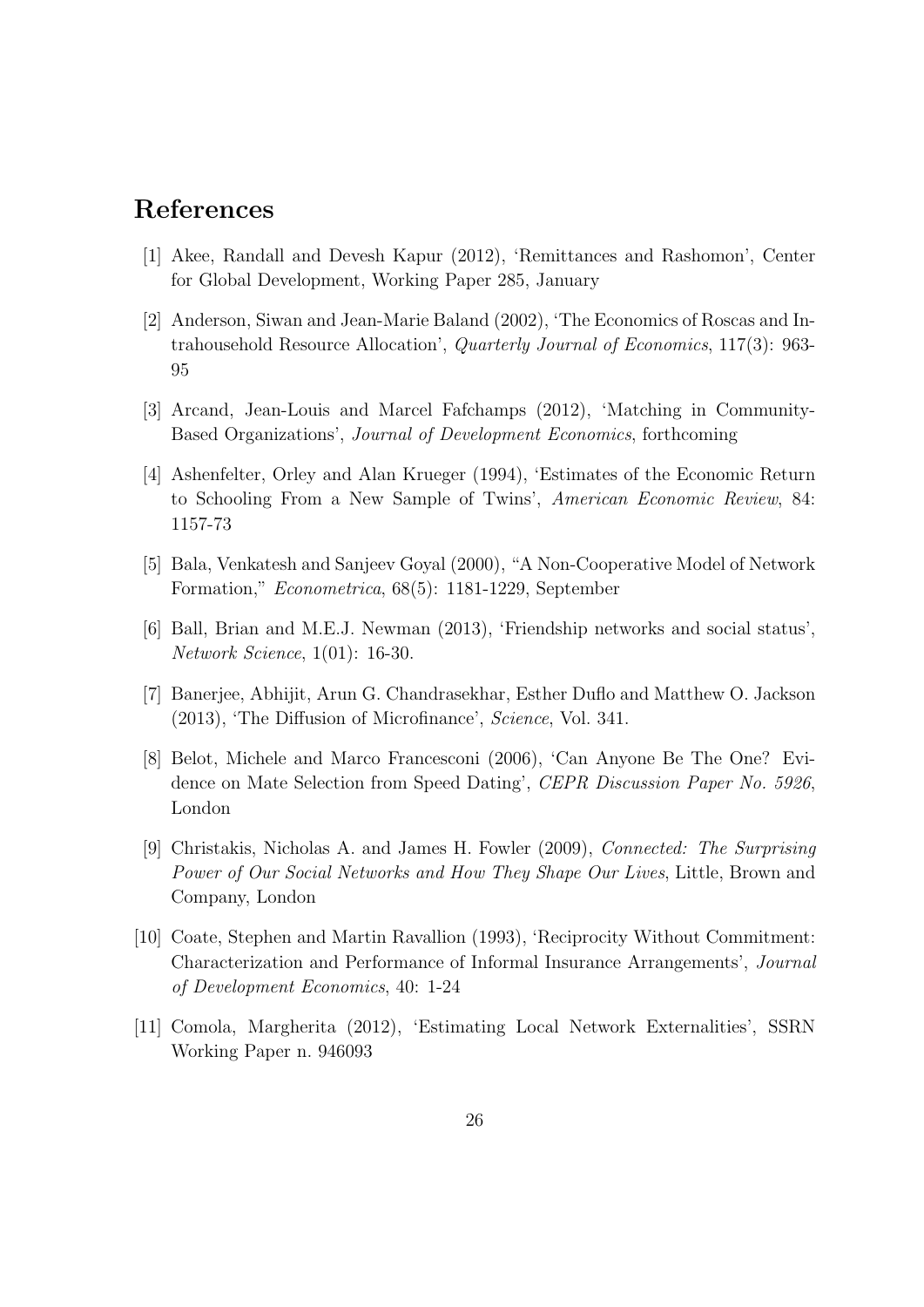## References

[1] Akee, Randall and Devesh Kapur (2012), 'Remittances and Rashomon', Center for Global Development, Working Paper 285, January

[2] Anderson, Siwan and Jean-Marie Baland (2002), 'The Economics of Roscas and Intrahousehold Resource Allocation', *Quarterly Journal of Economics*, 117(3): 963-95

[3] Arcand, Jean-Louis and Marcel Fafchamps (2012), 'Matching in Community-Based Organizations', *Journal of Development Economics*, forthcoming

[4] Ashenfelter, Orley and Alan Krueger (1994), 'Estimates of the Economic Return to Schooling From a New Sample of Twins', *American Economic Review*, 84: 1157-73

[5] Bala, Venkatesh and Sanjeev Goyal (2000), "A Non-Cooperative Model of Network Formation," *Econometrica*, 68(5): 1181-1229, September

[6] Ball, Brian and M.E.J. Newman (2013), 'Friendship networks and social status', *Network Science*, 1(01): 16-30.

[7] Banerjee, Abhijit, Arun G. Chandrasekhar, Esther Duflo and Matthew O. Jackson (2013), 'The Diffusion of Microfinance', *Science*, Vol. 341.

[8] Belot, Michele and Marco Francesconi (2006), 'Can Anyone Be The One? Evidence on Mate Selection from Speed Dating', *CEPR Discussion Paper No. 5926*, London

[9] Christakis, Nicholas A. and James H. Fowler (2009), *Connected: The Surprising Power of Our Social Networks and How They Shape Our Lives*, Little, Brown and Company, London

[10] Coate, Stephen and Martin Ravallion (1993), 'Reciprocity Without Commitment: Characterization and Performance of Informal Insurance Arrangements', *Journal of Development Economics*, 40: 1-24

[11] Comola, Margherita (2012), 'Estimating Local Network Externalities', SSRN Working Paper n. 946093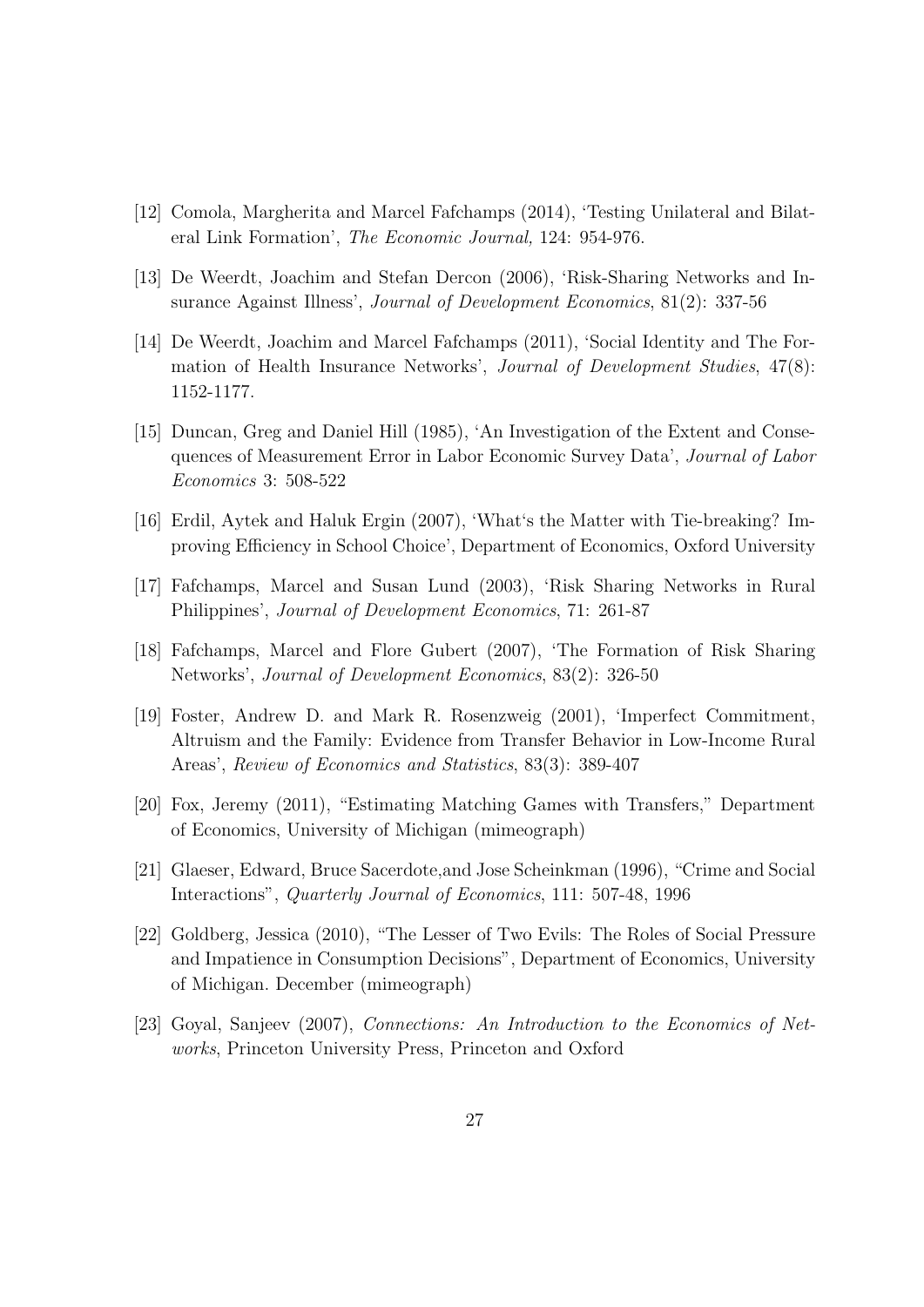[12] Comola, Margherita and Marcel Fafchamps (2014), 'Testing Unilateral and Bilateral Link Formation', *The Economic Journal,* 124: 954-976.

[13] De Weerdt, Joachim and Stefan Dercon (2006), 'Risk-Sharing Networks and Insurance Against Illness', *Journal of Development Economics*, 81(2): 337-56

[14] De Weerdt, Joachim and Marcel Fafchamps (2011), 'Social Identity and The Formation of Health Insurance Networks', *Journal of Development Studies*, 47(8): 1152-1177.

[15] Duncan, Greg and Daniel Hill (1985), 'An Investigation of the Extent and Consequences of Measurement Error in Labor Economic Survey Data', *Journal of Labor Economics* 3: 508-522

[16] Erdil, Aytek and Haluk Ergin (2007), 'What's the Matter with Tie-breaking? Improving Efficiency in School Choice', Department of Economics, Oxford University

[17] Fafchamps, Marcel and Susan Lund (2003), 'Risk Sharing Networks in Rural Philippines', *Journal of Development Economics*, 71: 261-87

[18] Fafchamps, Marcel and Flore Gubert (2007), 'The Formation of Risk Sharing Networks', *Journal of Development Economics*, 83(2): 326-50

[19] Foster, Andrew D. and Mark R. Rosenzweig (2001), 'Imperfect Commitment, Altruism and the Family: Evidence from Transfer Behavior in Low-Income Rural Areas', *Review of Economics and Statistics*, 83(3): 389-407

[20] Fox, Jeremy (2011), "Estimating Matching Games with Transfers," Department of Economics, University of Michigan (mimeograph)

[21] Glaeser, Edward, Bruce Sacerdote,and Jose Scheinkman (1996), "Crime and Social Interactions", *Quarterly Journal of Economics*, 111: 507-48, 1996

[22] Goldberg, Jessica (2010), "The Lesser of Two Evils: The Roles of Social Pressure and Impatience in Consumption Decisions", Department of Economics, University of Michigan. December (mimeograph)

[23] Goyal, Sanjeev (2007), *Connections: An Introduction to the Economics of Networks*, Princeton University Press, Princeton and Oxford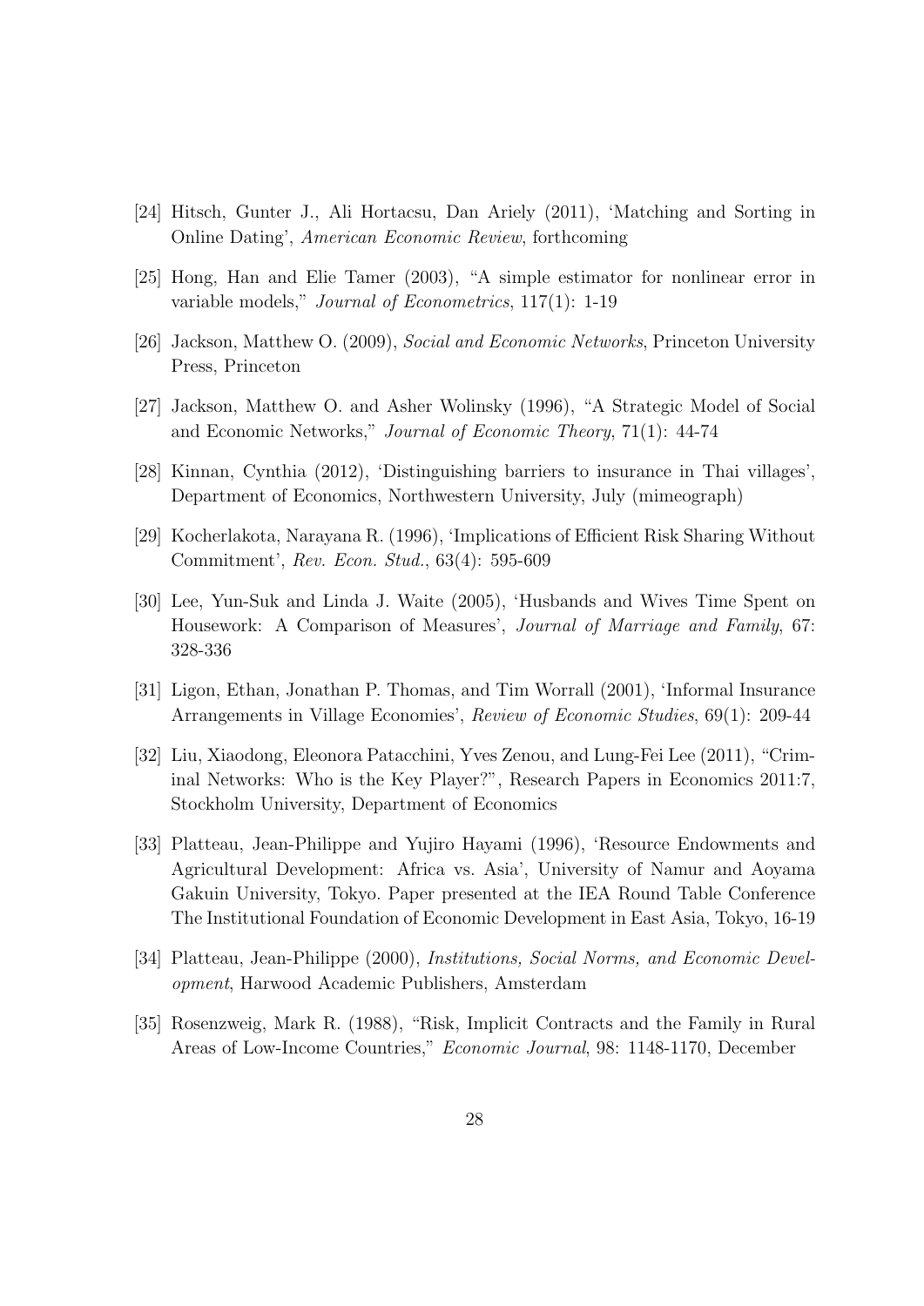[24] Hitsch, Gunter J., Ali Hortacsu, Dan Ariely (2011), 'Matching and Sorting in Online Dating', *American Economic Review*, forthcoming

[25] Hong, Han and Elie Tamer (2003), "A simple estimator for nonlinear error in variable models," *Journal of Econometrics*, 117(1): 1-19

[26] Jackson, Matthew O. (2009), *Social and Economic Networks*, Princeton University Press, Princeton

[27] Jackson, Matthew O. and Asher Wolinsky (1996), "A Strategic Model of Social and Economic Networks," *Journal of Economic Theory*, 71(1): 44-74

[28] Kinnan, Cynthia (2012), 'Distinguishing barriers to insurance in Thai villages', Department of Economics, Northwestern University, July (mimeograph)

[29] Kocherlakota, Narayana R. (1996), 'Implications of Efficient Risk Sharing Without Commitment', *Rev. Econ. Stud.*, 63(4): 595-609

[30] Lee, Yun-Suk and Linda J. Waite (2005), 'Husbands and Wives Time Spent on Housework: A Comparison of Measures', *Journal of Marriage and Family*, 67: 328-336

[31] Ligon, Ethan, Jonathan P. Thomas, and Tim Worrall (2001), 'Informal Insurance Arrangements in Village Economies', *Review of Economic Studies*, 69(1): 209-44

[32] Liu, Xiaodong, Eleonora Patacchini, Yves Zenou, and Lung-Fei Lee (2011), "Criminal Networks: Who is the Key Player?", Research Papers in Economics 2011:7, Stockholm University, Department of Economics

[33] Platteau, Jean-Philippe and Yujiro Hayami (1996), 'Resource Endowments and Agricultural Development: Africa vs. Asia', University of Namur and Aoyama Gakuin University, Tokyo. Paper presented at the IEA Round Table Conference The Institutional Foundation of Economic Development in East Asia, Tokyo, 16-19

[34] Platteau, Jean-Philippe (2000), *Institutions, Social Norms, and Economic Development*, Harwood Academic Publishers, Amsterdam

[35] Rosenzweig, Mark R. (1988), "Risk, Implicit Contracts and the Family in Rural Areas of Low-Income Countries," *Economic Journal*, 98: 1148-1170, December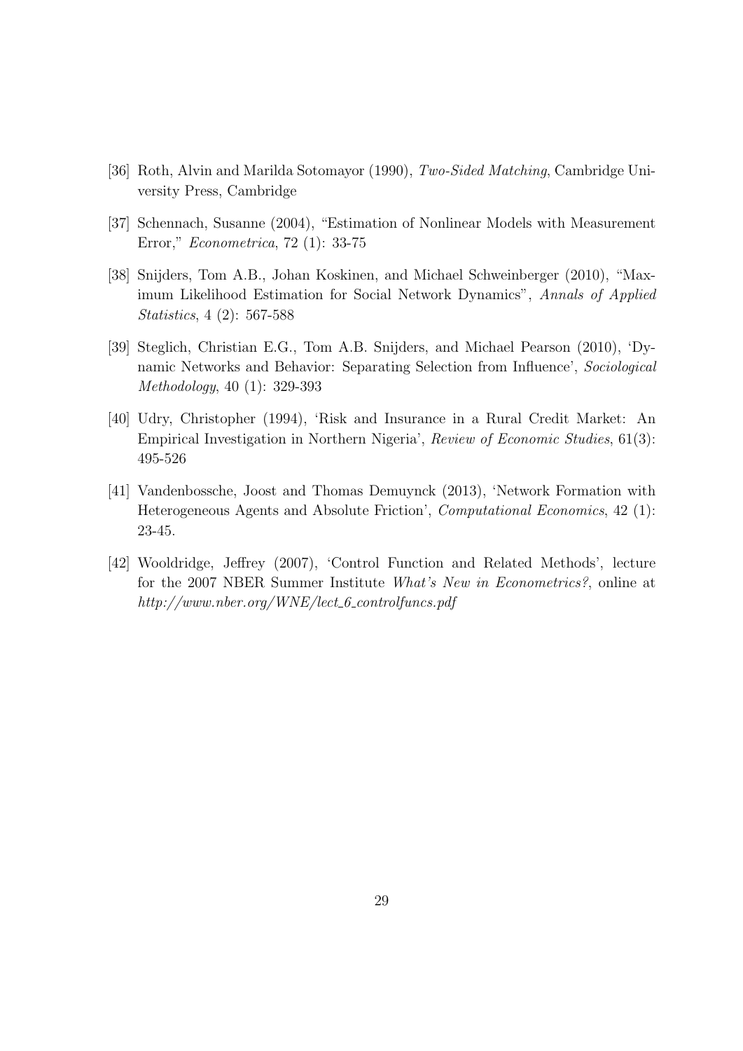[36] Roth, Alvin and Marilda Sotomayor (1990), *Two-Sided Matching*, Cambridge University Press, Cambridge

[37] Schennach, Susanne (2004), "Estimation of Nonlinear Models with Measurement Error," *Econometrica*, 72 (1): 33-75

[38] Snijders, Tom A.B., Johan Koskinen, and Michael Schweinberger (2010), "Maximum Likelihood Estimation for Social Network Dynamics", *Annals of Applied Statistics*, 4 (2): 567-588

[39] Steglich, Christian E.G., Tom A.B. Snijders, and Michael Pearson (2010), 'Dynamic Networks and Behavior: Separating Selection from Influence', *Sociological Methodology*, 40 (1): 329-393

[40] Udry, Christopher (1994), 'Risk and Insurance in a Rural Credit Market: An Empirical Investigation in Northern Nigeria', *Review of Economic Studies*, 61(3): 495-526

[41] Vandenbossche, Joost and Thomas Demuynck (2013), 'Network Formation with Heterogeneous Agents and Absolute Friction', *Computational Economics*, 42 (1): 23-45.

[42] Wooldridge, Jeffrey (2007), 'Control Function and Related Methods', lecture for the 2007 NBER Summer Institute *What's New in Econometrics?*, online at *http://www.nber.org/WNE/lect_6_controlfuncs.pdf*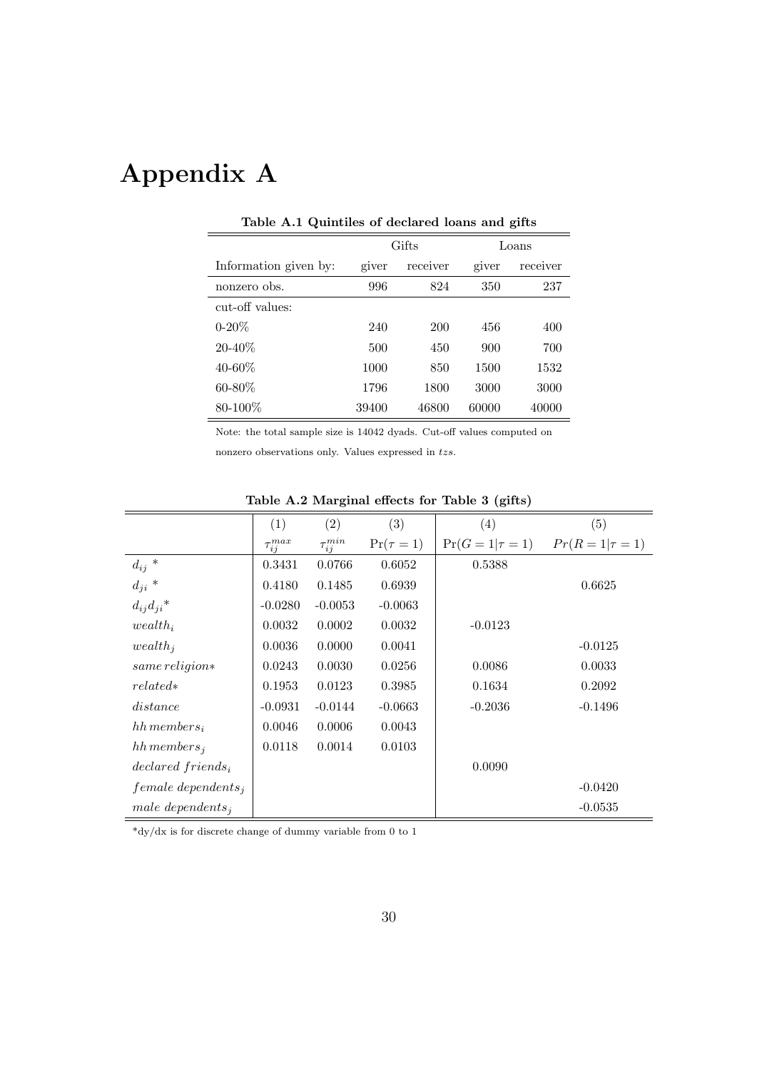# Appendix A

**Table A.1 Quintiles of declared loans and gifts**

| | Gifts | | Loans | |
|---|---|---|---|---|
| Information given by: | giver | receiver | giver | receiver |
| nonzero obs. | 996 | 824 | 350 | 237 |
| cut-off values: | | | | |
| 0-20% | 240 | 200 | 456 | 400 |
| 20-40% | 500 | 450 | 900 | 700 |
| 40-60% | 1000 | 850 | 1500 | 1532 |
| 60-80% | 1796 | 1800 | 3000 | 3000 |
| 80-100% | 39400 | 46800 | 60000 | 40000 |

Note: the total sample size is 14042 dyads. Cut-off values computed on nonzero observations only. Values expressed in *tzs*.

**Table A.2 Marginal effects for Table 3 (gifts)**

| | (1) | (2) | (3) | (4) | (5) |
|---|---|---|---|---|---|
| | $\tau_{ij}^{max}$ | $\tau_{ij}^{min}$ | $\Pr(\tau = 1)$ | $\Pr(G = 1 \vert \tau = 1)$ | $Pr(R = 1 \vert \tau = 1)$ |
| $d_{ij}$ * | 0.3431 | 0.0766 | 0.6052 | 0.5388 | |
| $d_{ji}$ * | 0.4180 | 0.1485 | 0.6939 | | 0.6625 |
| $d_{ij}d_{ji}$* | -0.0280 | -0.0053 | -0.0063 | | |
| $wealth_i$ | 0.0032 | 0.0002 | 0.0032 | -0.0123 | |
| $wealth_j$ | 0.0036 | 0.0000 | 0.0041 | | -0.0125 |
| $same\,religion$* | 0.0243 | 0.0030 | 0.0256 | 0.0086 | 0.0033 |
| $related$* | 0.1953 | 0.0123 | 0.3985 | 0.1634 | 0.2092 |
| $distance$ | -0.0931 | -0.0144 | -0.0663 | -0.2036 | -0.1496 |
| $hh\,members_i$ | 0.0046 | 0.0006 | 0.0043 | | |
| $hh\,members_j$ | 0.0118 | 0.0014 | 0.0103 | | |
| $declared\ friends_i$ | | | | 0.0090 | |
| $female\ dependents_j$ | | | | | -0.0420 |
| $male\ dependents_j$ | | | | | -0.0535 |

*dy/dx is for discrete change of dummy variable from 0 to 1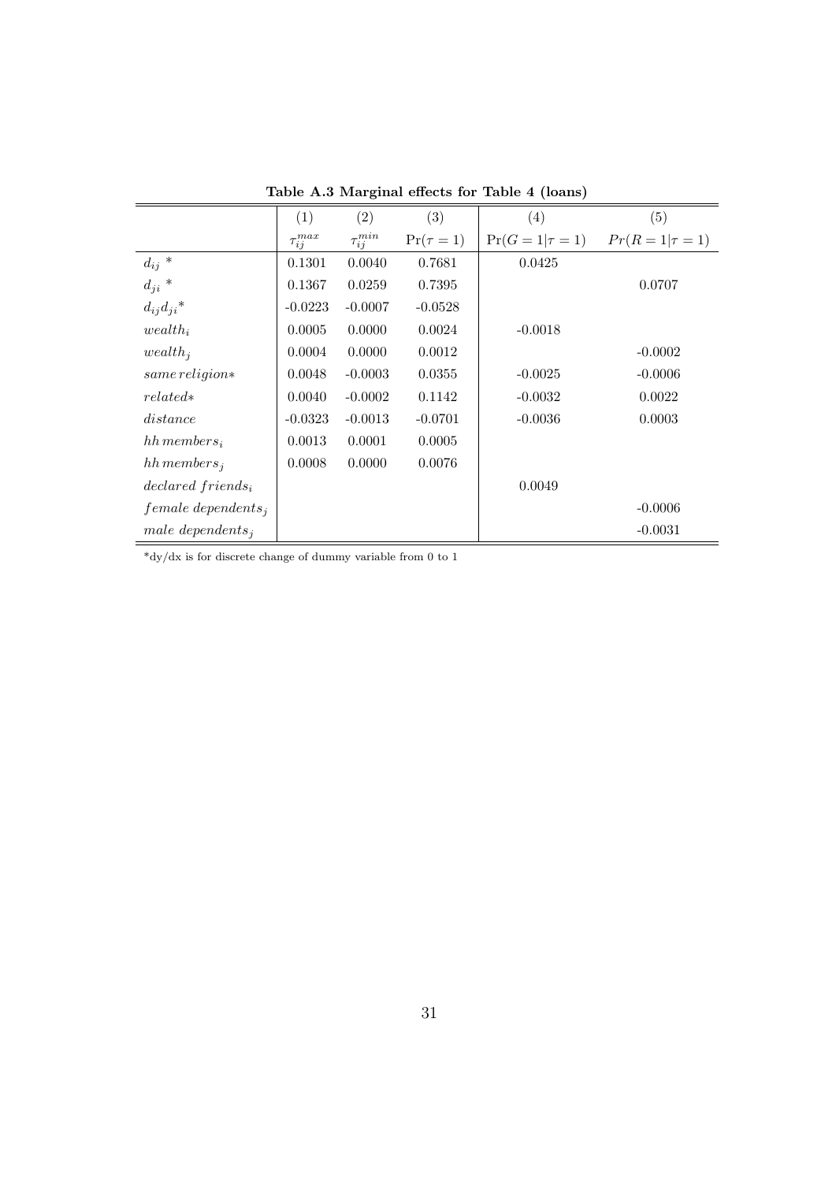**Table A.3 Marginal effects for Table 4 (loans)**

| | (1) | (2) | (3) | (4) | (5) |
|---|---|---|---|---|---|
| | $\tau_{ij}^{max}$ | $\tau_{ij}^{min}$ | $\Pr(\tau = 1)$ | $\Pr(G = 1 \mid \tau = 1)$ | $Pr(R = 1 \mid \tau = 1)$ |
| $d_{ij}$ * | 0.1301 | 0.0040 | 0.7681 | 0.0425 | |
| $d_{ji}$ * | 0.1367 | 0.0259 | 0.7395 | | 0.0707 |
| $d_{ij}d_{ji}$* | -0.0223 | -0.0007 | -0.0528 | | |
| $wealth_i$ | 0.0005 | 0.0000 | 0.0024 | -0.0018 | |
| $wealth_j$ | 0.0004 | 0.0000 | 0.0012 | | -0.0002 |
| $same\,religion$* | 0.0048 | -0.0003 | 0.0355 | -0.0025 | -0.0006 |
| $related$* | 0.0040 | -0.0002 | 0.1142 | -0.0032 | 0.0022 |
| $distance$ | -0.0323 | -0.0013 | -0.0701 | -0.0036 | 0.0003 |
| $hh\,members_i$ | 0.0013 | 0.0001 | 0.0005 | | |
| $hh\,members_j$ | 0.0008 | 0.0000 | 0.0076 | | |
| $declared\ friends_i$ | | | | 0.0049 | |
| $female\ dependents_j$ | | | | | -0.0006 |
| $male\ dependents_j$ | | | | | -0.0031 |

*dy/dx is for discrete change of dummy variable from 0 to 1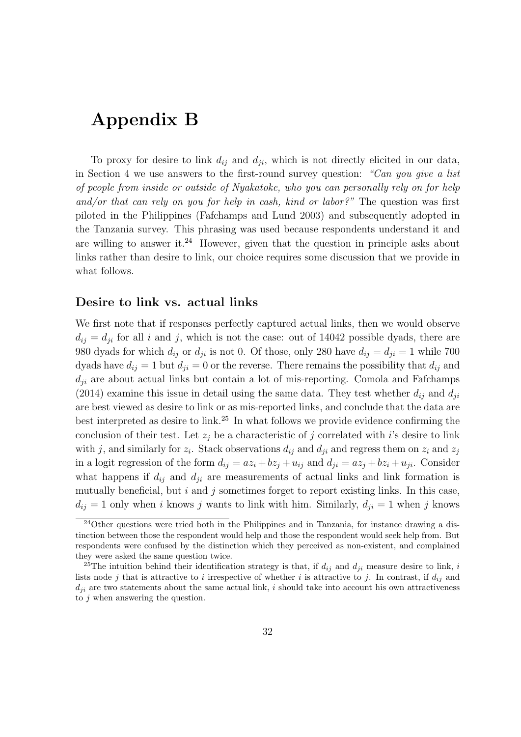# Appendix B

To proxy for desire to link $d_{ij}$ and $d_{ji}$, which is not directly elicited in our data, in Section 4 we use answers to the first-round survey question: *"Can you give a list of people from inside or outside of Nyakatoke, who you can personally rely on for help and/or that can rely on you for help in cash, kind or labor?"* The question was first piloted in the Philippines (Fafchamps and Lund 2003) and subsequently adopted in the Tanzania survey. This phrasing was used because respondents understand it and are willing to answer it.[24] However, given that the question in principle asks about links rather than desire to link, our choice requires some discussion that we provide in what follows.

### Desire to link vs. actual links

We first note that if responses perfectly captured actual links, then we would observe $d_{ij} = d_{ji}$ for all $i$ and $j$, which is not the case: out of 14042 possible dyads, there are 980 dyads for which $d_{ij}$ or $d_{ji}$ is not 0. Of those, only 280 have $d_{ij} = d_{ji} = 1$ while 700 dyads have $d_{ij} = 1$ but $d_{ji} = 0$ or the reverse. There remains the possibility that $d_{ij}$ and $d_{ji}$ are about actual links but contain a lot of mis-reporting. Comola and Fafchamps (2014) examine this issue in detail using the same data. They test whether $d_{ij}$ and $d_{ji}$ are best viewed as desire to link or as mis-reported links, and conclude that the data are best interpreted as desire to link.[25] In what follows we provide evidence confirming the conclusion of their test. Let $z_j$ be a characteristic of $j$ correlated with $i$'s desire to link with $j$, and similarly for $z_i$. Stack observations $d_{ij}$ and $d_{ji}$ and regress them on $z_i$ and $z_j$ in a logit regression of the form $d_{ij} = az_i + bz_j + u_{ij}$ and $d_{ji} = az_j + bz_i + u_{ji}$. Consider what happens if $d_{ij}$ and $d_{ji}$ are measurements of actual links and link formation is mutually beneficial, but $i$ and $j$ sometimes forget to report existing links. In this case, $d_{ij} = 1$ only when $i$ knows $j$ wants to link with him. Similarly, $d_{ji} = 1$ when $j$ knows

[24] Other questions were tried both in the Philippines and in Tanzania, for instance drawing a distinction between those the respondent would help and those the respondent would seek help from. But respondents were confused by the distinction which they perceived as non-existent, and complained they were asked the same question twice.

[25] The intuition behind their identification strategy is that, if $d_{ij}$ and $d_{ji}$ measure desire to link, $i$ lists node $j$ that is attractive to $i$ irrespective of whether $i$ is attractive to $j$. In contrast, if $d_{ij}$ and $d_{ji}$ are two statements about the same actual link, $i$ should take into account his own attractiveness to $j$ when answering the question.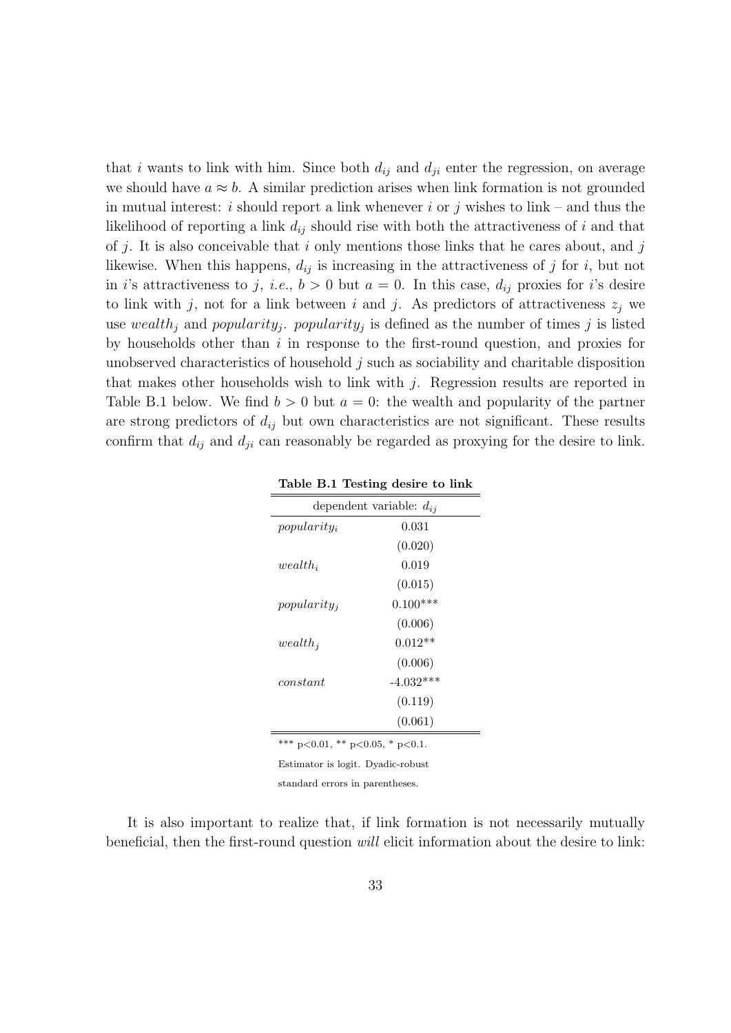that $i$ wants to link with him. Since both $d_{ij}$ and $d_{ji}$ enter the regression, on average we should have $a \approx b$. A similar prediction arises when link formation is not grounded in mutual interest: $i$ should report a link whenever $i$ or $j$ wishes to link – and thus the likelihood of reporting a link $d_{ij}$ should rise with both the attractiveness of $i$ and that of $j$. It is also conceivable that $i$ only mentions those links that he cares about, and $j$ likewise. When this happens, $d_{ij}$ is increasing in the attractiveness of $j$ for $i$, but not in $i$'s attractiveness to $j$, *i.e.*, $b > 0$ but $a = 0$. In this case, $d_{ij}$ proxies for $i$'s desire to link with $j$, not for a link between $i$ and $j$. As predictors of attractiveness $z_j$ we use $wealth_j$ and $popularity_j$. $popularity_j$ is defined as the number of times $j$ is listed by households other than $i$ in response to the first-round question, and proxies for unobserved characteristics of household $j$ such as sociability and charitable disposition that makes other households wish to link with $j$. Regression results are reported in Table B.1 below. We find $b > 0$ but $a = 0$: the wealth and popularity of the partner are strong predictors of $d_{ij}$ but own characteristics are not significant. These results confirm that $d_{ij}$ and $d_{ji}$ can reasonably be regarded as proxying for the desire to link.

**Table B.1 Testing desire to link**

| dependent variable: $d_{ij}$ | |
|---|---|
| $popularity_i$ | 0.031 |
| | (0.020) |
| $wealth_i$ | 0.019 |
| | (0.015) |
| $popularity_j$ | 0.100*** |
| | (0.006) |
| $wealth_j$ | 0.012** |
| | (0.006) |
| $constant$ | -4.032*** |
| | (0.119) |
| | (0.061) |

*** p<0.01, ** p<0.05, * p<0.1.

Estimator is logit. Dyadic-robust standard errors in parentheses.

It is also important to realize that, if link formation is not necessarily mutually beneficial, then the first-round question *will* elicit information about the desire to link: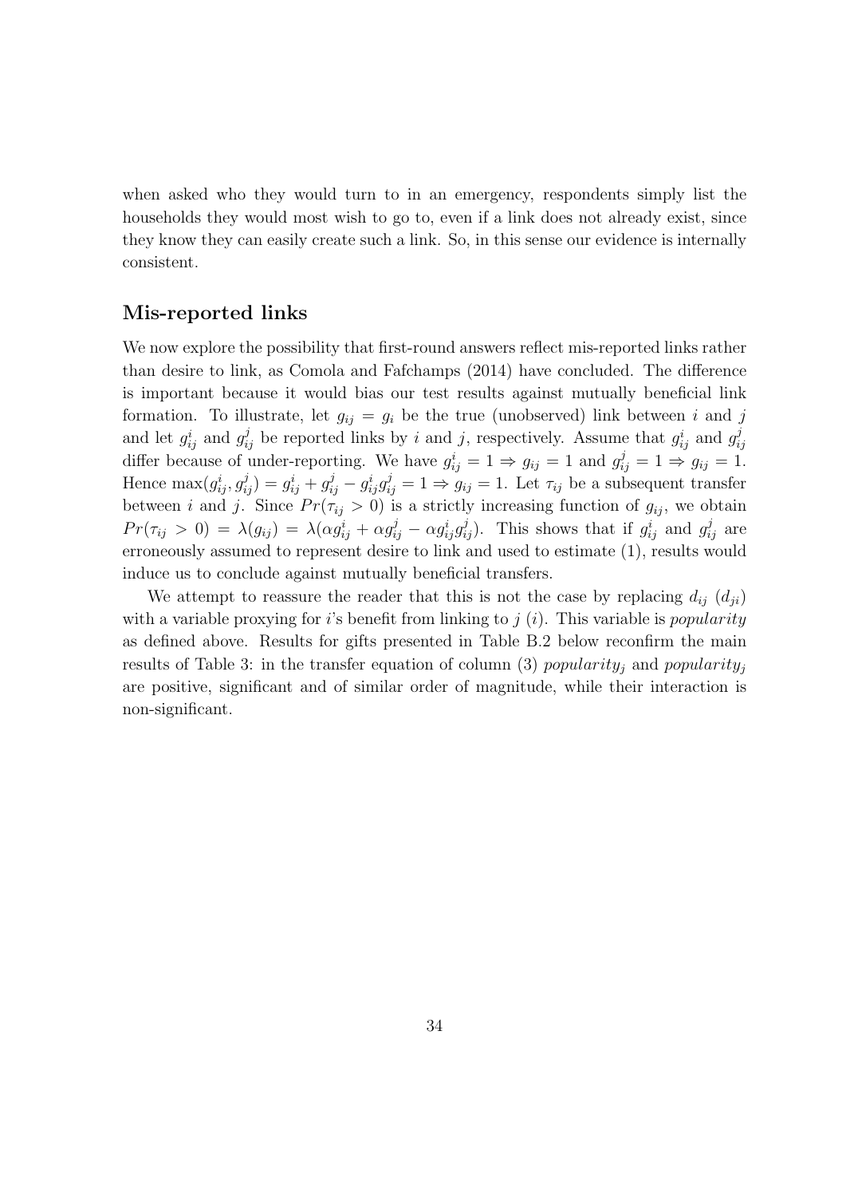when asked who they would turn to in an emergency, respondents simply list the households they would most wish to go to, even if a link does not already exist, since they know they can easily create such a link. So, in this sense our evidence is internally consistent.

## Mis-reported links

We now explore the possibility that first-round answers reflect mis-reported links rather than desire to link, as Comola and Fafchamps (2014) have concluded. The difference is important because it would bias our test results against mutually beneficial link formation. To illustrate, let $g_{ij} = g_i$ be the true (unobserved) link between $i$ and $j$ and let $g^i_{ij}$ and $g^j_{ij}$ be reported links by $i$ and $j$, respectively. Assume that $g^i_{ij}$ and $g^j_{ij}$ differ because of under-reporting. We have $g^i_{ij} = 1 \Rightarrow g_{ij} = 1$ and $g^j_{ij} = 1 \Rightarrow g_{ij} = 1$. Hence $\max(g^i_{ij}, g^j_{ij}) = g^i_{ij} + g^j_{ij} - g^i_{ij} g^j_{ij} = 1 \Rightarrow g_{ij} = 1$. Let $\tau_{ij}$ be a subsequent transfer between $i$ and $j$. Since $Pr(\tau_{ij} > 0)$ is a strictly increasing function of $g_{ij}$, we obtain $Pr(\tau_{ij} > 0) = \lambda(g_{ij}) = \lambda(\alpha g^i_{ij} + \alpha g^j_{ij} - \alpha g^i_{ij} g^j_{ij})$. This shows that if $g^i_{ij}$ and $g^j_{ij}$ are erroneously assumed to represent desire to link and used to estimate (1), results would induce us to conclude against mutually beneficial transfers.

We attempt to reassure the reader that this is not the case by replacing $d_{ij}$ ($d_{ji}$) with a variable proxying for $i$'s benefit from linking to $j$ ($i$). This variable is *popularity* as defined above. Results for gifts presented in Table B.2 below reconfirm the main results of Table 3: in the transfer equation of column (3) $popularity_j$ and $popularity_j$ are positive, significant and of similar order of magnitude, while their interaction is non-significant.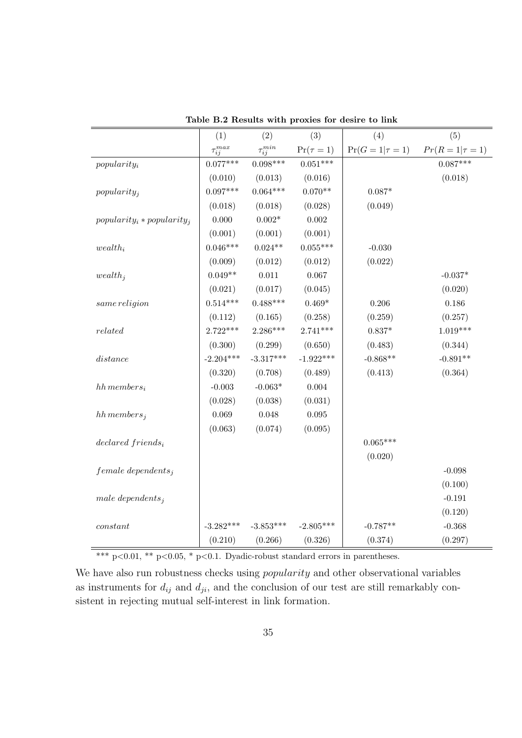**Table B.2 Results with proxies for desire to link**

| | (1) | (2) | (3) | (4) | (5) |
|---|---|---|---|---|---|
| | $\tau_{ij}^{max}$ | $\tau_{ij}^{min}$ | $\Pr(\tau = 1)$ | $\Pr(G = 1 \mid \tau = 1)$ | $Pr(R = 1 \mid \tau = 1)$ |
| $popularity_i$ | 0.077*** | 0.098*** | 0.051*** | | 0.087*** |
| | (0.010) | (0.013) | (0.016) | | (0.018) |
| $popularity_j$ | 0.097*** | 0.064*** | 0.070** | 0.087* | |
| | (0.018) | (0.018) | (0.028) | (0.049) | |
| $popularity_i * popularity_j$ | 0.000 | 0.002* | 0.002 | | |
| | (0.001) | (0.001) | (0.001) | | |
| $wealth_i$ | 0.046*** | 0.024** | 0.055*** | -0.030 | |
| | (0.009) | (0.012) | (0.012) | (0.022) | |
| $wealth_j$ | 0.049** | 0.011 | 0.067 | | -0.037* |
| | (0.021) | (0.017) | (0.045) | | (0.020) |
| $same\,religion$ | 0.514*** | 0.488*** | 0.469* | 0.206 | 0.186 |
| | (0.112) | (0.165) | (0.258) | (0.259) | (0.257) |
| $related$ | 2.722*** | 2.286*** | 2.741*** | 0.837* | 1.019*** |
| | (0.300) | (0.299) | (0.650) | (0.483) | (0.344) |
| $distance$ | -2.204*** | -3.317*** | -1.922*** | -0.868** | -0.891** |
| | (0.320) | (0.708) | (0.489) | (0.413) | (0.364) |
| $hh\,members_i$ | -0.003 | -0.063* | 0.004 | | |
| | (0.028) | (0.038) | (0.031) | | |
| $hh\,members_j$ | 0.069 | 0.048 | 0.095 | | |
| | (0.063) | (0.074) | (0.095) | | |
| $declared\ friends_i$ | | | | 0.065*** | |
| | | | | (0.020) | |
| $female\ dependents_j$ | | | | | -0.098 |
| | | | | | (0.100) |
| $male\ dependents_j$ | | | | | -0.191 |
| | | | | | (0.120) |
| $constant$ | -3.282*** | -3.853*** | -2.805*** | -0.787** | -0.368 |
| | (0.210) | (0.266) | (0.326) | (0.374) | (0.297) |

*** p<0.01, ** p<0.05, * p<0.1. Dyadic-robust standard errors in parentheses.

We have also run robustness checks using *popularity* and other observational variables as instruments for $d_{ij}$ and $d_{ji}$, and the conclusion of our test are still remarkably consistent in rejecting mutual self-interest in link formation.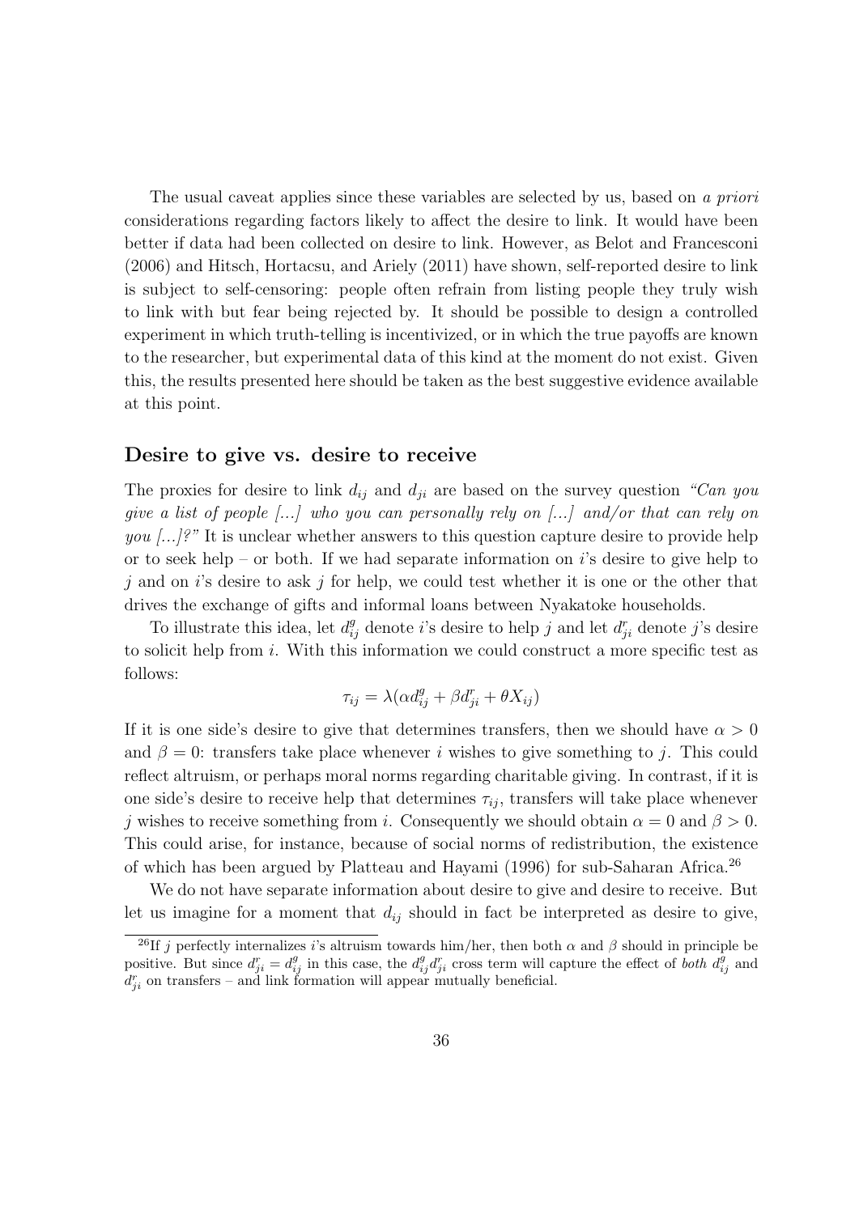The usual caveat applies since these variables are selected by us, based on *a priori* considerations regarding factors likely to affect the desire to link. It would have been better if data had been collected on desire to link. However, as Belot and Francesconi (2006) and Hitsch, Hortacsu, and Ariely (2011) have shown, self-reported desire to link is subject to self-censoring: people often refrain from listing people they truly wish to link with but fear being rejected by. It should be possible to design a controlled experiment in which truth-telling is incentivized, or in which the true payoffs are known to the researcher, but experimental data of this kind at the moment do not exist. Given this, the results presented here should be taken as the best suggestive evidence available at this point.

## Desire to give vs. desire to receive

The proxies for desire to link $d_{ij}$ and $d_{ji}$ are based on the survey question *"Can you give a list of people [...] who you can personally rely on [...] and/or that can rely on you [...]?"* It is unclear whether answers to this question capture desire to provide help or to seek help – or both. If we had separate information on $i$'s desire to give help to $j$ and on $i$'s desire to ask $j$ for help, we could test whether it is one or the other that drives the exchange of gifts and informal loans between Nyakatoke households.

To illustrate this idea, let $d^g_{ij}$ denote $i$'s desire to help $j$ and let $d^r_{ji}$ denote $j$'s desire to solicit help from $i$. With this information we could construct a more specific test as follows:

$$\tau_{ij} = \lambda(\alpha d^g_{ij} + \beta d^r_{ji} + \theta X_{ij})$$

If it is one side's desire to give that determines transfers, then we should have $\alpha > 0$ and $\beta = 0$: transfers take place whenever $i$ wishes to give something to $j$. This could reflect altruism, or perhaps moral norms regarding charitable giving. In contrast, if it is one side's desire to receive help that determines $\tau_{ij}$, transfers will take place whenever $j$ wishes to receive something from $i$. Consequently we should obtain $\alpha = 0$ and $\beta > 0$. This could arise, for instance, because of social norms of redistribution, the existence of which has been argued by Platteau and Hayami (1996) for sub-Saharan Africa.[26]

We do not have separate information about desire to give and desire to receive. But let us imagine for a moment that $d_{ij}$ should in fact be interpreted as desire to give,

[26] If $j$ perfectly internalizes $i$'s altruism towards him/her, then both $\alpha$ and $\beta$ should in principle be positive. But since $d^r_{ji} = d^g_{ij}$ in this case, the $d^g_{ij}d^r_{ji}$ cross term will capture the effect of *both* $d^g_{ij}$ and $d^r_{ji}$ on transfers – and link formation will appear mutually beneficial.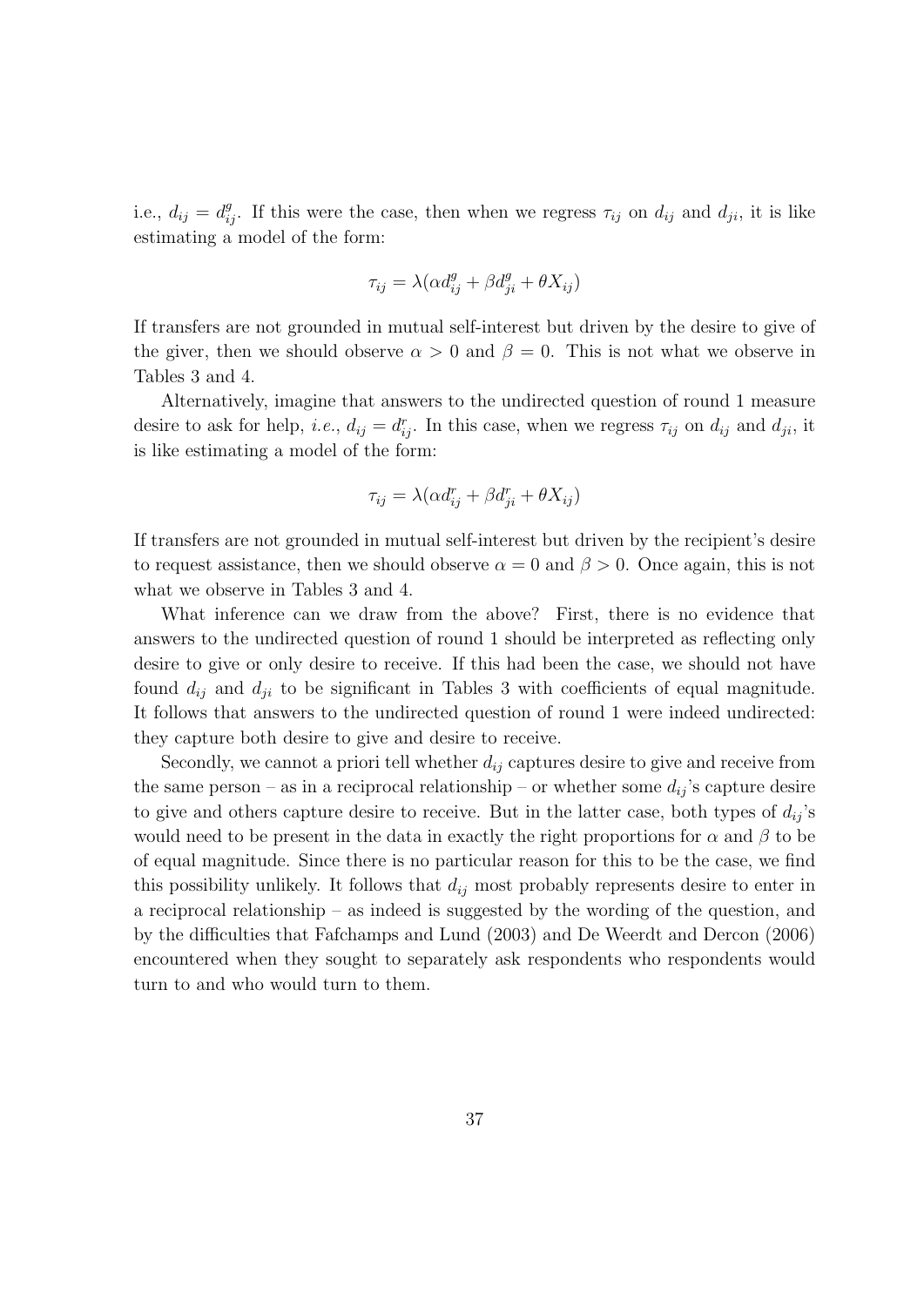i.e., $d_{ij} = d^g_{ij}$. If this were the case, then when we regress $\tau_{ij}$ on $d_{ij}$ and $d_{ji}$, it is like estimating a model of the form:

$$\tau_{ij} = \lambda(\alpha d^g_{ij} + \beta d^g_{ji} + \theta X_{ij})$$

If transfers are not grounded in mutual self-interest but driven by the desire to give of the giver, then we should observe $\alpha > 0$ and $\beta = 0$. This is not what we observe in Tables 3 and 4.

Alternatively, imagine that answers to the undirected question of round 1 measure desire to ask for help, *i.e.*, $d_{ij} = d^r_{ij}$. In this case, when we regress $\tau_{ij}$ on $d_{ij}$ and $d_{ji}$, it is like estimating a model of the form:

$$\tau_{ij} = \lambda(\alpha d^r_{ij} + \beta d^r_{ji} + \theta X_{ij})$$

If transfers are not grounded in mutual self-interest but driven by the recipient's desire to request assistance, then we should observe $\alpha = 0$ and $\beta > 0$. Once again, this is not what we observe in Tables 3 and 4.

What inference can we draw from the above? First, there is no evidence that answers to the undirected question of round 1 should be interpreted as reflecting only desire to give or only desire to receive. If this had been the case, we should not have found $d_{ij}$ and $d_{ji}$ to be significant in Tables 3 with coefficients of equal magnitude. It follows that answers to the undirected question of round 1 were indeed undirected: they capture both desire to give and desire to receive.

Secondly, we cannot a priori tell whether $d_{ij}$ captures desire to give and receive from the same person – as in a reciprocal relationship – or whether some $d_{ij}$'s capture desire to give and others capture desire to receive. But in the latter case, both types of $d_{ij}$'s would need to be present in the data in exactly the right proportions for $\alpha$ and $\beta$ to be of equal magnitude. Since there is no particular reason for this to be the case, we find this possibility unlikely. It follows that $d_{ij}$ most probably represents desire to enter in a reciprocal relationship – as indeed is suggested by the wording of the question, and by the difficulties that Fafchamps and Lund (2003) and De Weerdt and Dercon (2006) encountered when they sought to separately ask respondents who respondents would turn to and who would turn to them.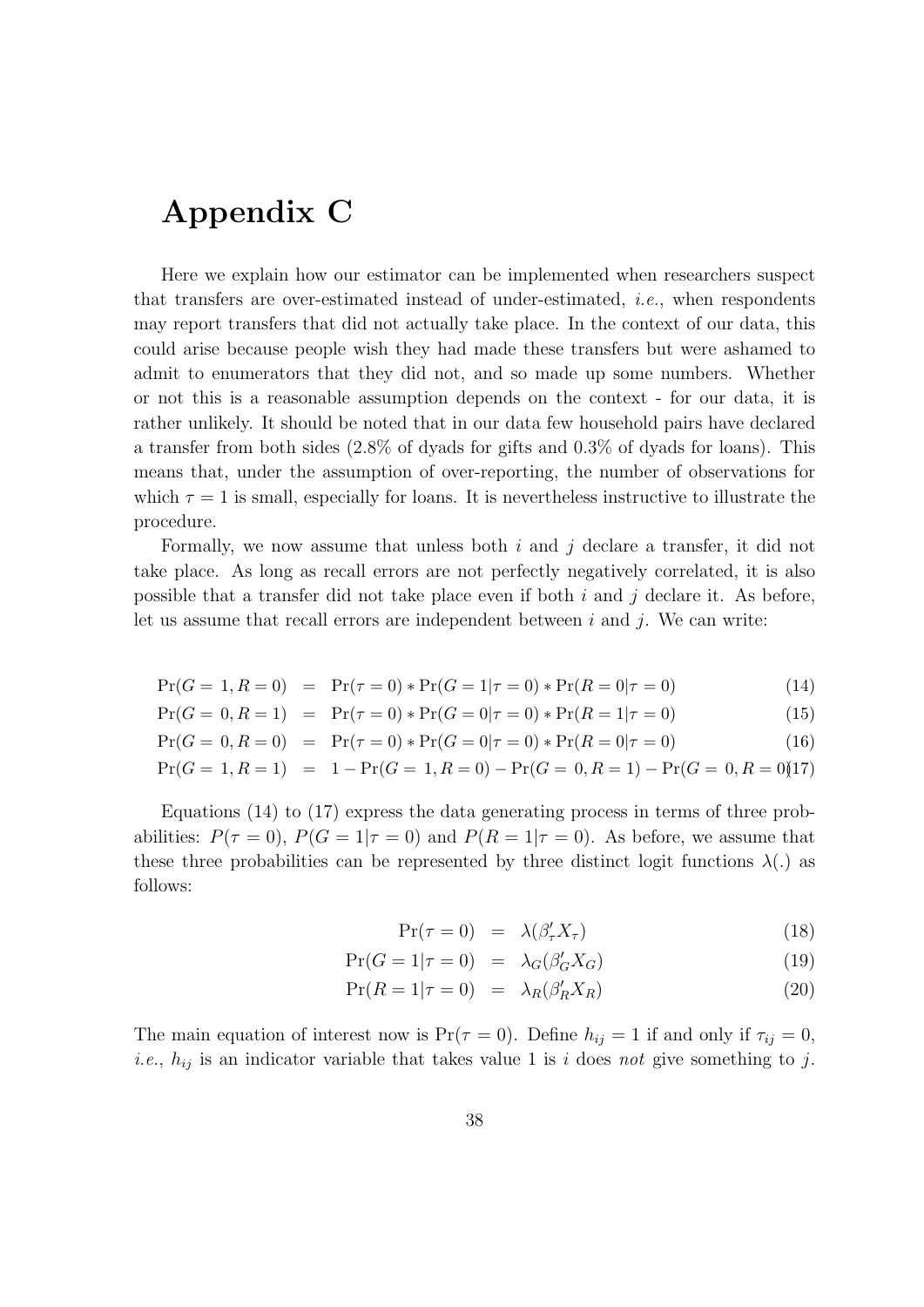# Appendix C

Here we explain how our estimator can be implemented when researchers suspect that transfers are over-estimated instead of under-estimated, *i.e.*, when respondents may report transfers that did not actually take place. In the context of our data, this could arise because people wish they had made these transfers but were ashamed to admit to enumerators that they did not, and so made up some numbers. Whether or not this is a reasonable assumption depends on the context - for our data, it is rather unlikely. It should be noted that in our data few household pairs have declared a transfer from both sides (2.8% of dyads for gifts and 0.3% of dyads for loans). This means that, under the assumption of over-reporting, the number of observations for which $\tau = 1$ is small, especially for loans. It is nevertheless instructive to illustrate the procedure.

Formally, we now assume that unless both $i$ and $j$ declare a transfer, it did not take place. As long as recall errors are not perfectly negatively correlated, it is also possible that a transfer did not take place even if both $i$ and $j$ declare it. As before, let us assume that recall errors are independent between $i$ and $j$. We can write:

$$\begin{aligned}
\Pr(G=1, R=0) &= \Pr(\tau=0) * \Pr(G=1|\tau=0) * \Pr(R=0|\tau=0) \quad (14)\\
\Pr(G=0, R=1) &= \Pr(\tau=0) * \Pr(G=0|\tau=0) * \Pr(R=1|\tau=0) \quad (15)\\
\Pr(G=0, R=0) &= \Pr(\tau=0) * \Pr(G=0|\tau=0) * \Pr(R=0|\tau=0) \quad (16)\\
\Pr(G=1, R=1) &= 1 - \Pr(G=1, R=0) - \Pr(G=0, R=1) - \Pr(G=0, R=0) \quad (17)
\end{aligned}$$

Equations (14) to (17) express the data generating process in terms of three probabilities: $P(\tau = 0)$, $P(G = 1|\tau = 0)$ and $P(R = 1|\tau = 0)$. As before, we assume that these three probabilities can be represented by three distinct logit functions $\lambda(.)$ as follows:

$$\begin{aligned}
\Pr(\tau=0) &= \lambda(\beta_\tau' X_\tau) \quad (18)\\
\Pr(G=1|\tau=0) &= \lambda_G(\beta_G' X_G) \quad (19)\\
\Pr(R=1|\tau=0) &= \lambda_R(\beta_R' X_R) \quad (20)
\end{aligned}$$

The main equation of interest now is $\Pr(\tau = 0)$. Define $h_{ij} = 1$ if and only if $\tau_{ij} = 0$, *i.e.*, $h_{ij}$ is an indicator variable that takes value 1 is $i$ does *not* give something to $j$.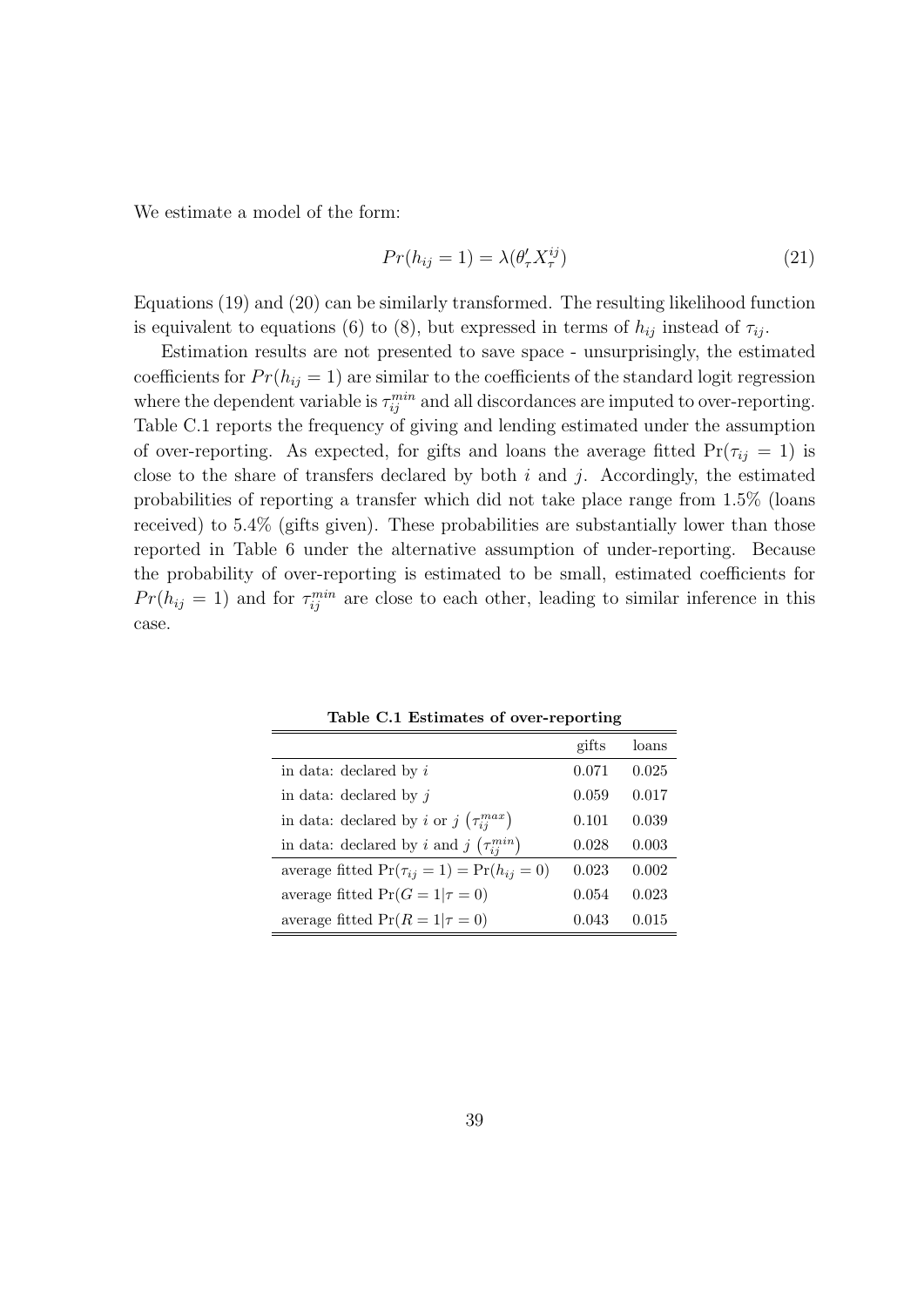We estimate a model of the form:

$$Pr(h_{ij} = 1) = \lambda(\theta_\tau' X_\tau^{ij}) \tag{21}$$

Equations (19) and (20) can be similarly transformed. The resulting likelihood function is equivalent to equations (6) to (8), but expressed in terms of $h_{ij}$ instead of $\tau_{ij}$.

Estimation results are not presented to save space - unsurprisingly, the estimated coefficients for $Pr(h_{ij} = 1)$ are similar to the coefficients of the standard logit regression where the dependent variable is $\tau_{ij}^{min}$ and all discordances are imputed to over-reporting. Table C.1 reports the frequency of giving and lending estimated under the assumption of over-reporting. As expected, for gifts and loans the average fitted $\Pr(\tau_{ij} = 1)$ is close to the share of transfers declared by both $i$ and $j$. Accordingly, the estimated probabilities of reporting a transfer which did not take place range from 1.5% (loans received) to 5.4% (gifts given). These probabilities are substantially lower than those reported in Table 6 under the alternative assumption of under-reporting. Because the probability of over-reporting is estimated to be small, estimated coefficients for $Pr(h_{ij} = 1)$ and for $\tau_{ij}^{min}$ are close to each other, leading to similar inference in this case.

**Table C.1 Estimates of over-reporting**

| | gifts | loans |
|---|---|---|
| in data: declared by $i$ | 0.071 | 0.025 |
| in data: declared by $j$ | 0.059 | 0.017 |
| in data: declared by $i$ or $j$ $\left(\tau_{ij}^{max}\right)$ | 0.101 | 0.039 |
| in data: declared by $i$ and $j$ $\left(\tau_{ij}^{min}\right)$ | 0.028 | 0.003 |
| average fitted $\Pr(\tau_{ij} = 1) = \Pr(h_{ij} = 0)$ | 0.023 | 0.002 |
| average fitted $\Pr(G = 1 \mid \tau = 0)$ | 0.054 | 0.023 |
| average fitted $\Pr(R = 1 \mid \tau = 0)$ | 0.043 | 0.015 |